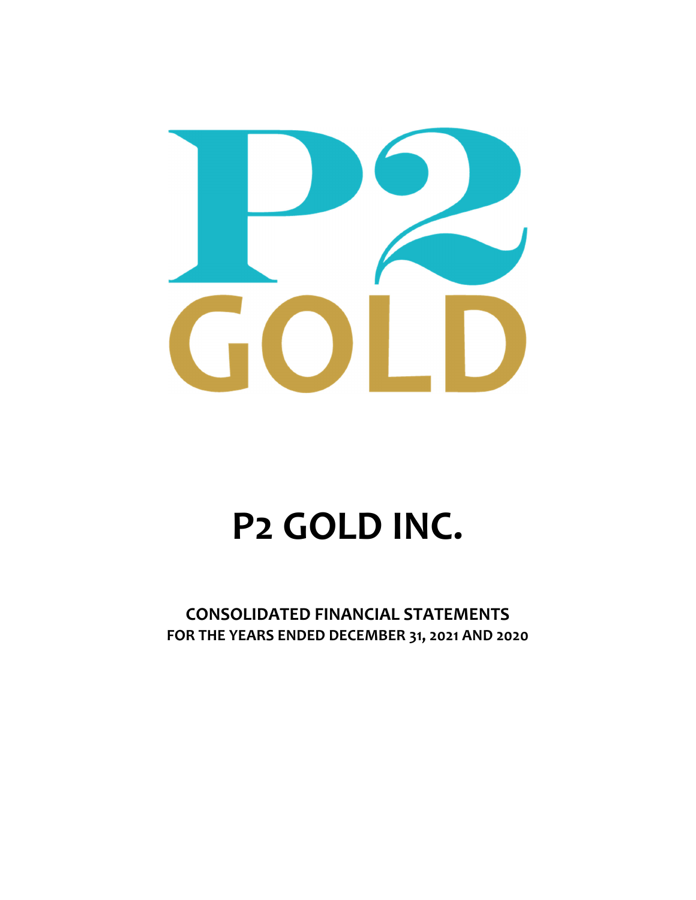P2 GOLD

# P2 GOLD INC.

## CONSOLIDATED FINANCIAL STATEMENTS
**FOR THE YEARS ENDED DECEMBER 31, 2021 AND 2020**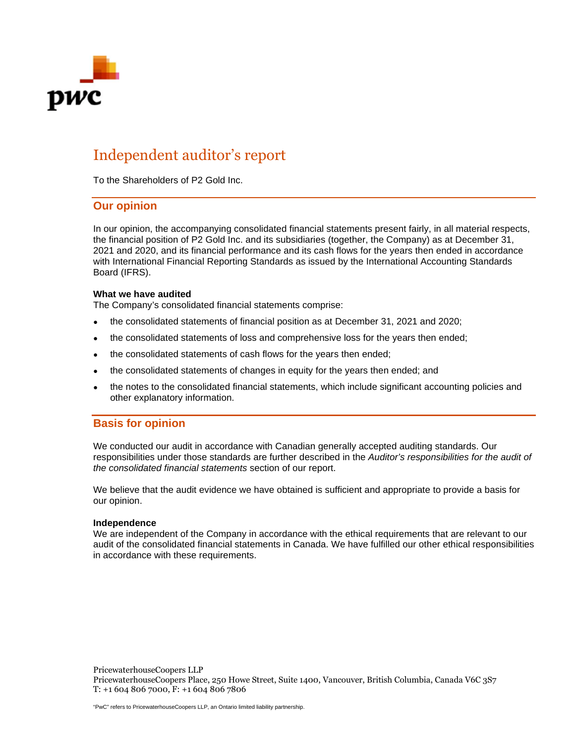# Independent auditor's report

To the Shareholders of P2 Gold Inc.

## Our opinion

In our opinion, the accompanying consolidated financial statements present fairly, in all material respects, the financial position of P2 Gold Inc. and its subsidiaries (together, the Company) as at December 31, 2021 and 2020, and its financial performance and its cash flows for the years then ended in accordance with International Financial Reporting Standards as issued by the International Accounting Standards Board (IFRS).

**What we have audited**
The Company's consolidated financial statements comprise:

- the consolidated statements of financial position as at December 31, 2021 and 2020;
- the consolidated statements of loss and comprehensive loss for the years then ended;
- the consolidated statements of cash flows for the years then ended;
- the consolidated statements of changes in equity for the years then ended; and
- the notes to the consolidated financial statements, which include significant accounting policies and other explanatory information.

## Basis for opinion

We conducted our audit in accordance with Canadian generally accepted auditing standards. Our responsibilities under those standards are further described in the *Auditor's responsibilities for the audit of the consolidated financial statements* section of our report.

We believe that the audit evidence we have obtained is sufficient and appropriate to provide a basis for our opinion.

**Independence**
We are independent of the Company in accordance with the ethical requirements that are relevant to our audit of the consolidated financial statements in Canada. We have fulfilled our other ethical responsibilities in accordance with these requirements.

PricewaterhouseCoopers LLP
PricewaterhouseCoopers Place, 250 Howe Street, Suite 1400, Vancouver, British Columbia, Canada V6C 3S7
T: +1 604 806 7000, F: +1 604 806 7806

"PwC" refers to PricewaterhouseCoopers LLP, an Ontario limited liability partnership.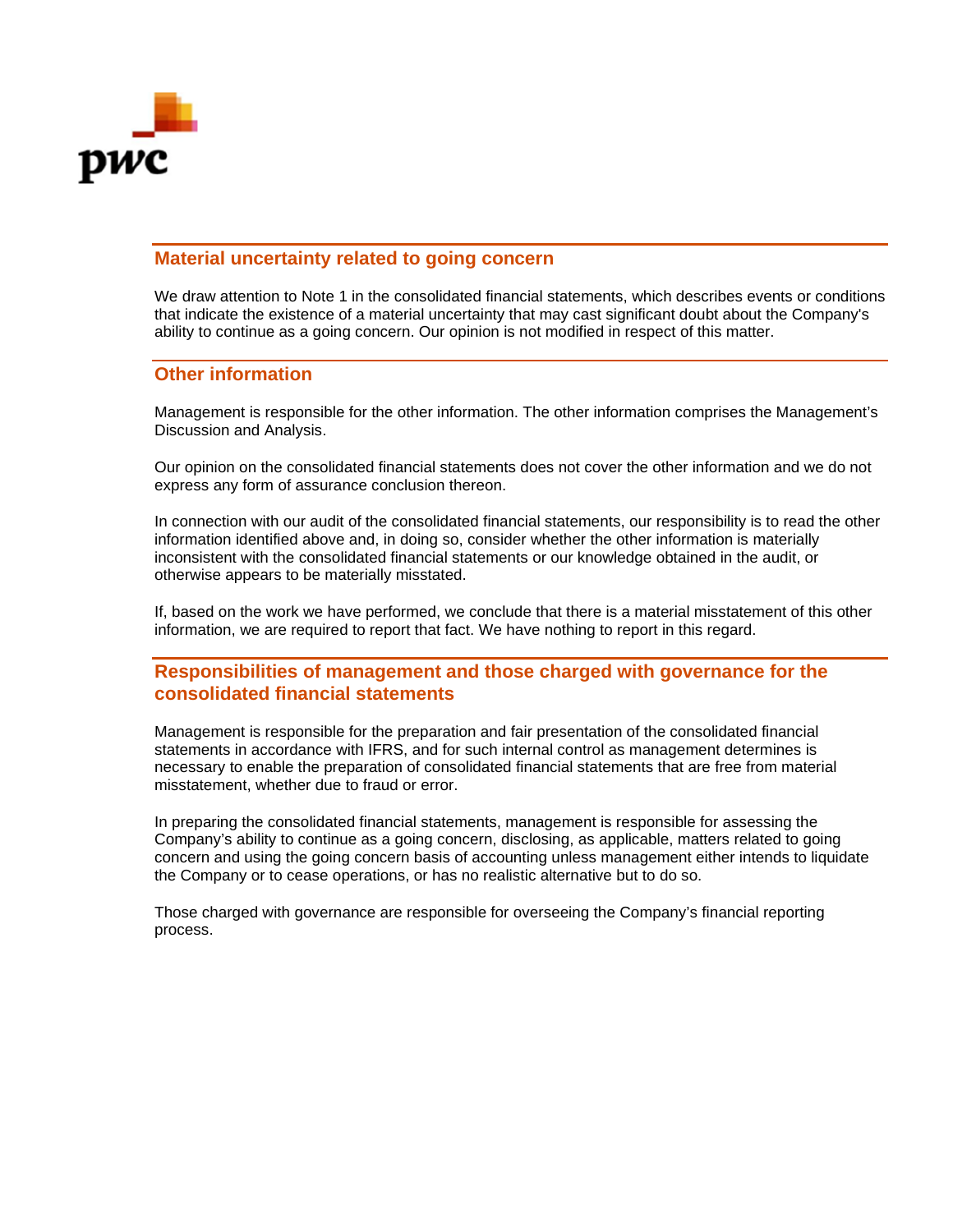## Material uncertainty related to going concern

We draw attention to Note 1 in the consolidated financial statements, which describes events or conditions that indicate the existence of a material uncertainty that may cast significant doubt about the Company's ability to continue as a going concern. Our opinion is not modified in respect of this matter.

## Other information

Management is responsible for the other information. The other information comprises the Management's Discussion and Analysis.

Our opinion on the consolidated financial statements does not cover the other information and we do not express any form of assurance conclusion thereon.

In connection with our audit of the consolidated financial statements, our responsibility is to read the other information identified above and, in doing so, consider whether the other information is materially inconsistent with the consolidated financial statements or our knowledge obtained in the audit, or otherwise appears to be materially misstated.

If, based on the work we have performed, we conclude that there is a material misstatement of this other information, we are required to report that fact. We have nothing to report in this regard.

## Responsibilities of management and those charged with governance for the consolidated financial statements

Management is responsible for the preparation and fair presentation of the consolidated financial statements in accordance with IFRS, and for such internal control as management determines is necessary to enable the preparation of consolidated financial statements that are free from material misstatement, whether due to fraud or error.

In preparing the consolidated financial statements, management is responsible for assessing the Company's ability to continue as a going concern, disclosing, as applicable, matters related to going concern and using the going concern basis of accounting unless management either intends to liquidate the Company or to cease operations, or has no realistic alternative but to do so.

Those charged with governance are responsible for overseeing the Company's financial reporting process.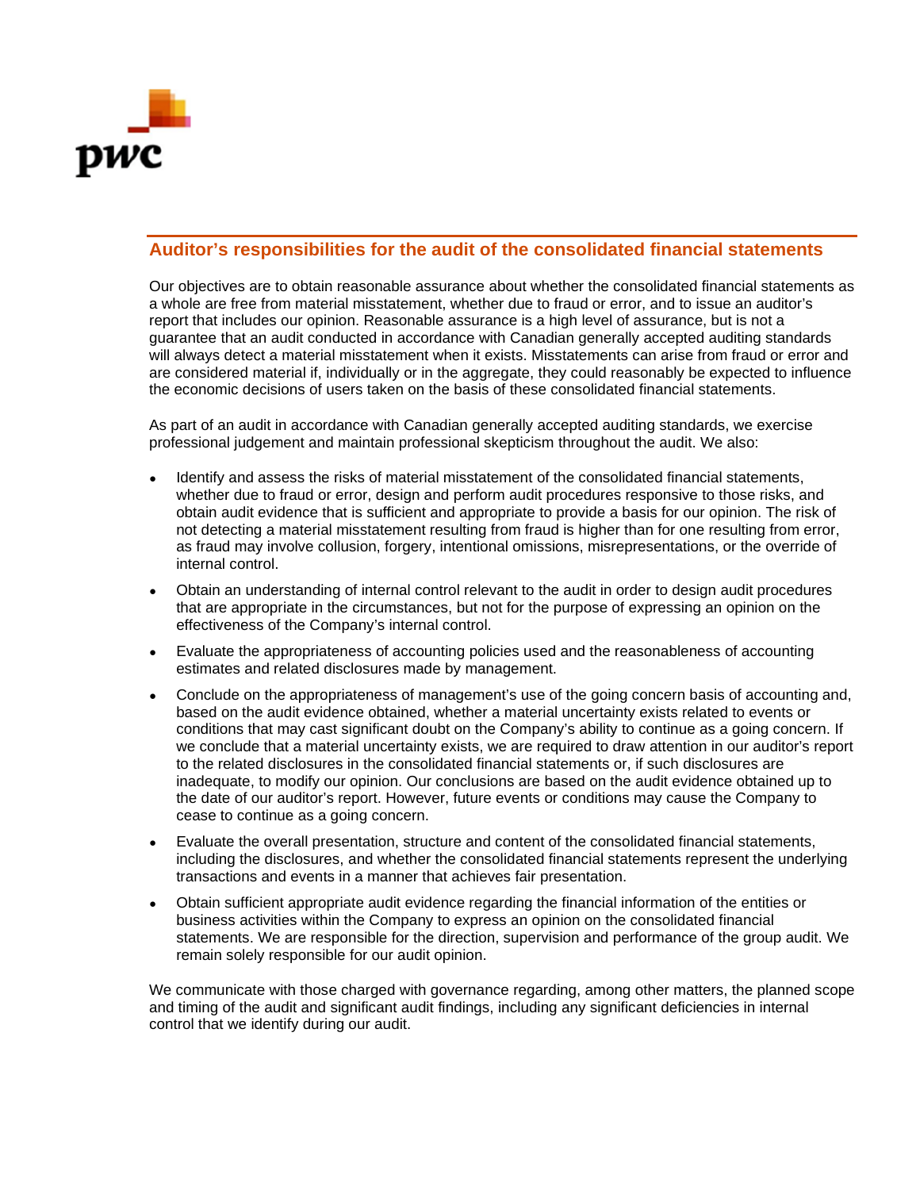## Auditor's responsibilities for the audit of the consolidated financial statements

Our objectives are to obtain reasonable assurance about whether the consolidated financial statements as a whole are free from material misstatement, whether due to fraud or error, and to issue an auditor's report that includes our opinion. Reasonable assurance is a high level of assurance, but is not a guarantee that an audit conducted in accordance with Canadian generally accepted auditing standards will always detect a material misstatement when it exists. Misstatements can arise from fraud or error and are considered material if, individually or in the aggregate, they could reasonably be expected to influence the economic decisions of users taken on the basis of these consolidated financial statements.

As part of an audit in accordance with Canadian generally accepted auditing standards, we exercise professional judgement and maintain professional skepticism throughout the audit. We also:

- Identify and assess the risks of material misstatement of the consolidated financial statements, whether due to fraud or error, design and perform audit procedures responsive to those risks, and obtain audit evidence that is sufficient and appropriate to provide a basis for our opinion. The risk of not detecting a material misstatement resulting from fraud is higher than for one resulting from error, as fraud may involve collusion, forgery, intentional omissions, misrepresentations, or the override of internal control.
- Obtain an understanding of internal control relevant to the audit in order to design audit procedures that are appropriate in the circumstances, but not for the purpose of expressing an opinion on the effectiveness of the Company's internal control.
- Evaluate the appropriateness of accounting policies used and the reasonableness of accounting estimates and related disclosures made by management.
- Conclude on the appropriateness of management's use of the going concern basis of accounting and, based on the audit evidence obtained, whether a material uncertainty exists related to events or conditions that may cast significant doubt on the Company's ability to continue as a going concern. If we conclude that a material uncertainty exists, we are required to draw attention in our auditor's report to the related disclosures in the consolidated financial statements or, if such disclosures are inadequate, to modify our opinion. Our conclusions are based on the audit evidence obtained up to the date of our auditor's report. However, future events or conditions may cause the Company to cease to continue as a going concern.
- Evaluate the overall presentation, structure and content of the consolidated financial statements, including the disclosures, and whether the consolidated financial statements represent the underlying transactions and events in a manner that achieves fair presentation.
- Obtain sufficient appropriate audit evidence regarding the financial information of the entities or business activities within the Company to express an opinion on the consolidated financial statements. We are responsible for the direction, supervision and performance of the group audit. We remain solely responsible for our audit opinion.

We communicate with those charged with governance regarding, among other matters, the planned scope and timing of the audit and significant audit findings, including any significant deficiencies in internal control that we identify during our audit.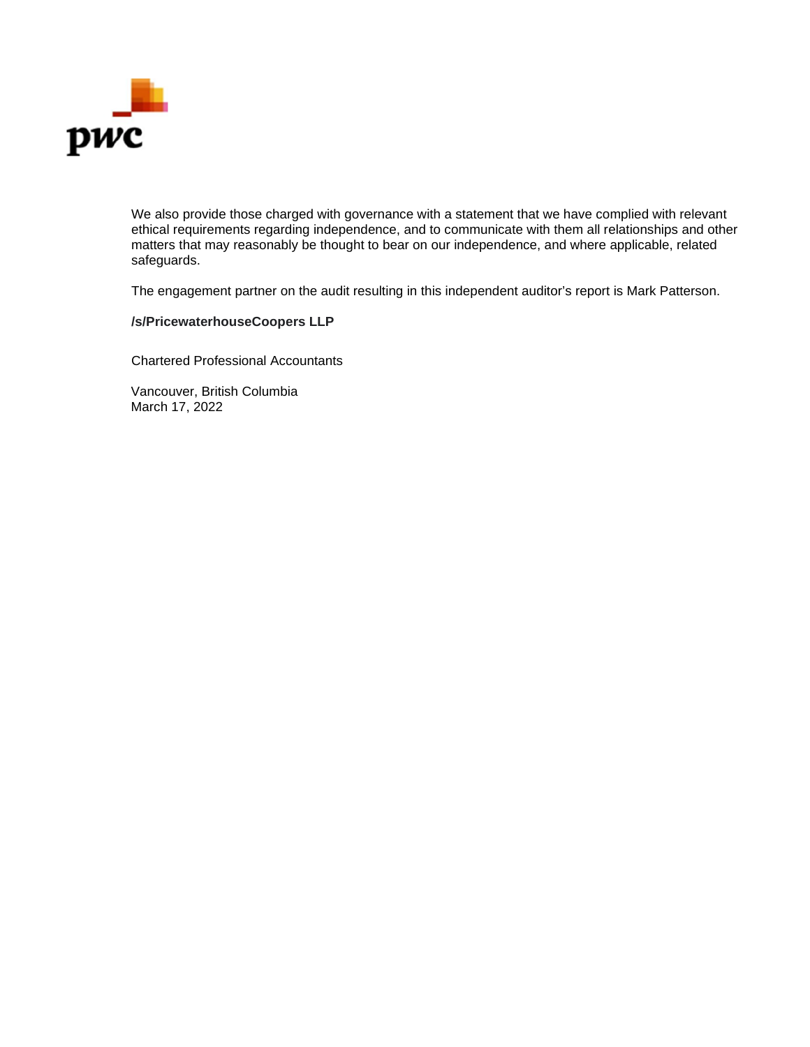We also provide those charged with governance with a statement that we have complied with relevant ethical requirements regarding independence, and to communicate with them all relationships and other matters that may reasonably be thought to bear on our independence, and where applicable, related safeguards.

The engagement partner on the audit resulting in this independent auditor's report is Mark Patterson.

**/s/PricewaterhouseCoopers LLP**

Chartered Professional Accountants

Vancouver, British Columbia
March 17, 2022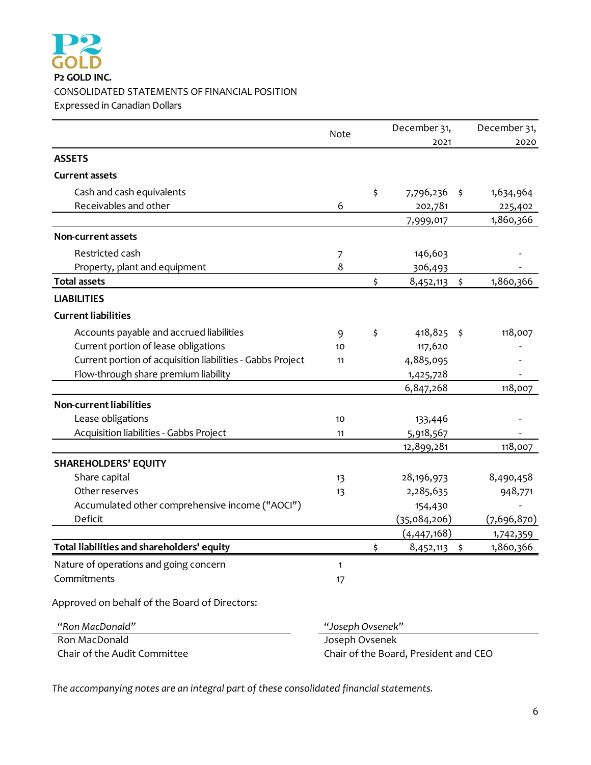**P2 GOLD INC.**

CONSOLIDATED STATEMENTS OF FINANCIAL POSITION

Expressed in Canadian Dollars

| | Note | December 31, 2021 | December 31, 2020 |
|---|---|---|---|
| **ASSETS** | | | |
| **Current assets** | | | |
| Cash and cash equivalents | | $ 7,796,236 | $ 1,634,964 |
| Receivables and other | 6 | 202,781 | 225,402 |
| | | 7,999,017 | 1,860,366 |
| **Non-current assets** | | | |
| Restricted cash | 7 | 146,603 | - |
| Property, plant and equipment | 8 | 306,493 | - |
| **Total assets** | | $ 8,452,113 | $ 1,860,366 |
| **LIABILITIES** | | | |
| **Current liabilities** | | | |
| Accounts payable and accrued liabilities | 9 | $ 418,825 | $ 118,007 |
| Current portion of lease obligations | 10 | 117,620 | - |
| Current portion of acquisition liabilities - Gabbs Project | 11 | 4,885,095 | - |
| Flow-through share premium liability | | 1,425,728 | - |
| | | 6,847,268 | 118,007 |
| **Non-current liabilities** | | | |
| Lease obligations | 10 | 133,446 | - |
| Acquisition liabilities - Gabbs Project | 11 | 5,918,567 | - |
| | | 12,899,281 | 118,007 |
| **SHAREHOLDERS' EQUITY** | | | |
| Share capital | 13 | 28,196,973 | 8,490,458 |
| Other reserves | 13 | 2,285,635 | 948,771 |
| Accumulated other comprehensive income ("AOCI") | | 154,430 | - |
| Deficit | | (35,084,206) | (7,696,870) |
| | | (4,447,168) | 1,742,359 |
| **Total liabilities and shareholders' equity** | | $ 8,452,113 | $ 1,860,366 |

| | |
|---|---|
| Nature of operations and going concern | 1 |
| Commitments | 17 |

Approved on behalf of the Board of Directors:

| | |
|---|---|
| *"Ron MacDonald"* | *"Joseph Ovsenek"* |
| Ron MacDonald | Joseph Ovsenek |
| Chair of the Audit Committee | Chair of the Board, President and CEO |

*The accompanying notes are an integral part of these consolidated financial statements.*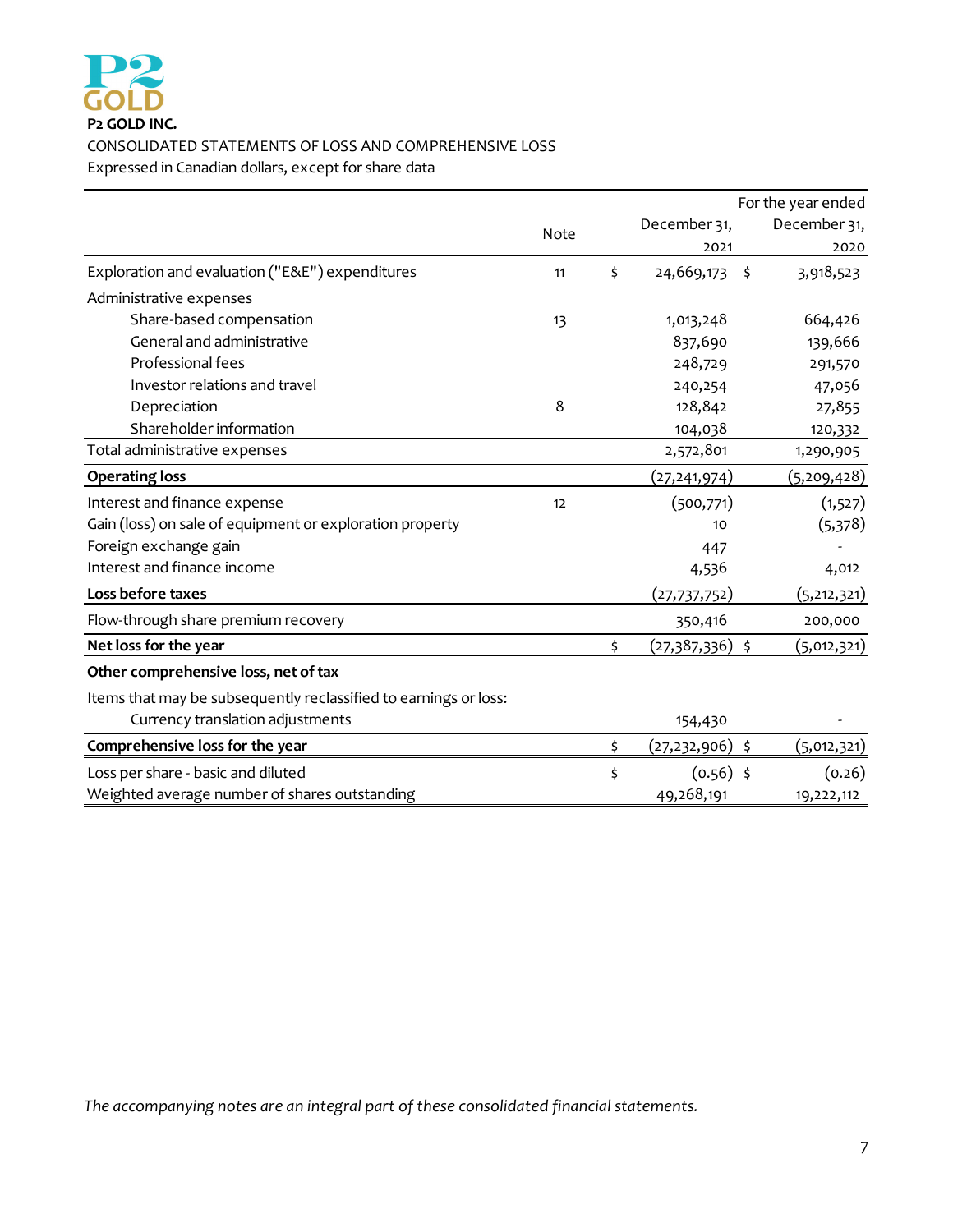**P2 GOLD INC.**

CONSOLIDATED STATEMENTS OF LOSS AND COMPREHENSIVE LOSS

Expressed in Canadian dollars, except for share data

| | Note | | December 31, 2021 | For the year ended December 31, 2020 |
|---|---|---|---|---|
| Exploration and evaluation ("E&E") expenditures | 11 | $ | 24,669,173 | $ 3,918,523 |
| Administrative expenses | | | | |
| Share-based compensation | 13 | | 1,013,248 | 664,426 |
| General and administrative | | | 837,690 | 139,666 |
| Professional fees | | | 248,729 | 291,570 |
| Investor relations and travel | | | 240,254 | 47,056 |
| Depreciation | 8 | | 128,842 | 27,855 |
| Shareholder information | | | 104,038 | 120,332 |
| Total administrative expenses | | | 2,572,801 | 1,290,905 |
| **Operating loss** | | | (27,241,974) | (5,209,428) |
| Interest and finance expense | 12 | | (500,771) | (1,527) |
| Gain (loss) on sale of equipment or exploration property | | | 10 | (5,378) |
| Foreign exchange gain | | | 447 | - |
| Interest and finance income | | | 4,536 | 4,012 |
| **Loss before taxes** | | | (27,737,752) | (5,212,321) |
| Flow-through share premium recovery | | | 350,416 | 200,000 |
| **Net loss for the year** | | $ | (27,387,336) | $ (5,012,321) |
| **Other comprehensive loss, net of tax** | | | | |
| Items that may be subsequently reclassified to earnings or loss: | | | | |
| Currency translation adjustments | | | 154,430 | - |
| **Comprehensive loss for the year** | | $ | (27,232,906) | $ (5,012,321) |
| Loss per share - basic and diluted | | $ | (0.56) | $ (0.26) |
| Weighted average number of shares outstanding | | | 49,268,191 | 19,222,112 |

*The accompanying notes are an integral part of these consolidated financial statements.*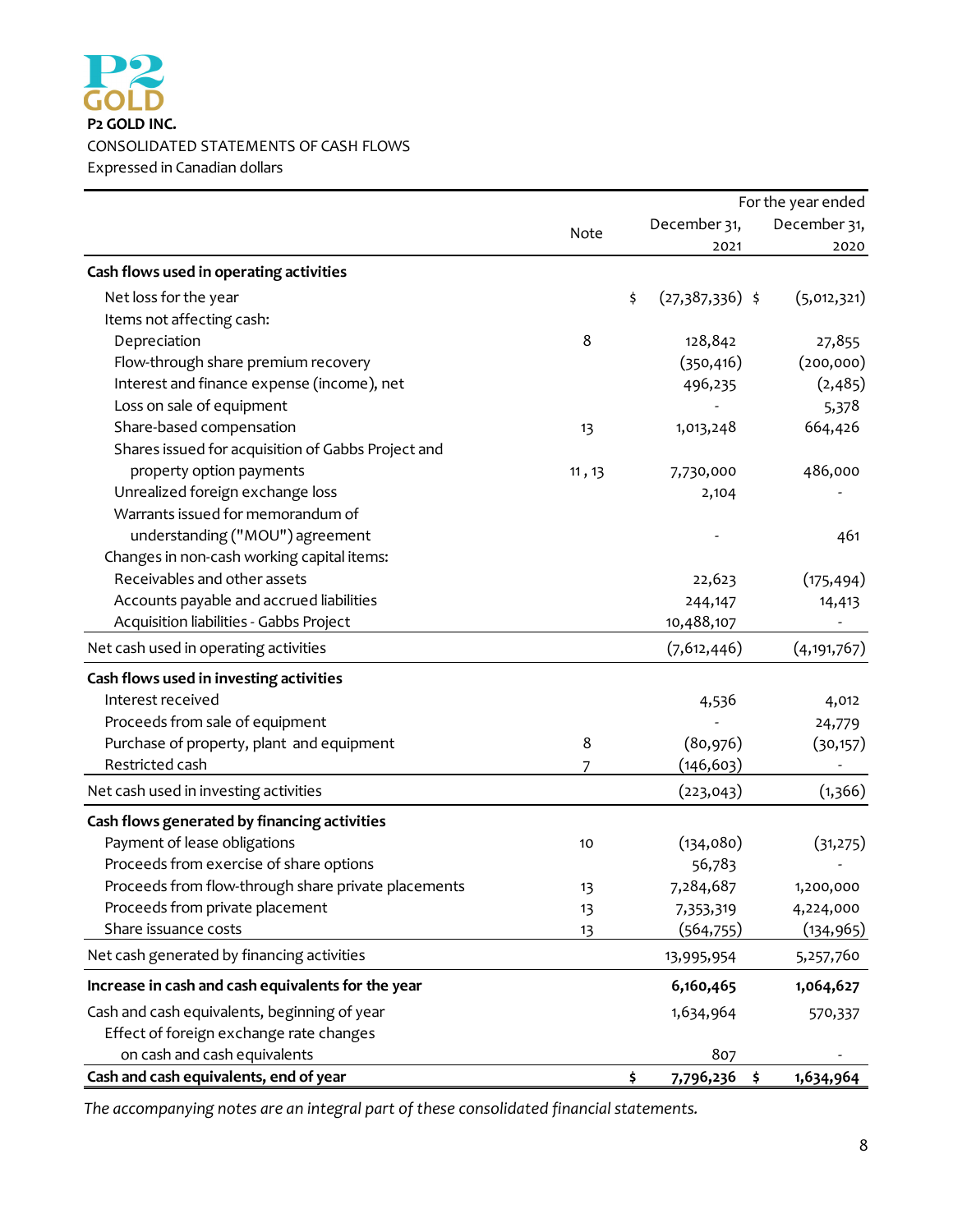**P2 GOLD INC.**

CONSOLIDATED STATEMENTS OF CASH FLOWS

Expressed in Canadian dollars

| | Note | For the year ended December 31, 2021 | December 31, 2020 |
|---|---|---|---|
| **Cash flows used in operating activities** | | | |
| Net loss for the year | | $ (27,387,336) | $ (5,012,321) |
| Items not affecting cash: | | | |
| Depreciation | 8 | 128,842 | 27,855 |
| Flow-through share premium recovery | | (350,416) | (200,000) |
| Interest and finance expense (income), net | | 496,235 | (2,485) |
| Loss on sale of equipment | | - | 5,378 |
| Share-based compensation | 13 | 1,013,248 | 664,426 |
| Shares issued for acquisition of Gabbs Project and property option payments | 11, 13 | 7,730,000 | 486,000 |
| Unrealized foreign exchange loss | | 2,104 | - |
| Warrants issued for memorandum of understanding ("MOU") agreement | | - | 461 |
| Changes in non-cash working capital items: | | | |
| Receivables and other assets | | 22,623 | (175,494) |
| Accounts payable and accrued liabilities | | 244,147 | 14,413 |
| Acquisition liabilities - Gabbs Project | | 10,488,107 | - |
| Net cash used in operating activities | | (7,612,446) | (4,191,767) |
| **Cash flows used in investing activities** | | | |
| Interest received | | 4,536 | 4,012 |
| Proceeds from sale of equipment | | - | 24,779 |
| Purchase of property, plant and equipment | 8 | (80,976) | (30,157) |
| Restricted cash | 7 | (146,603) | - |
| Net cash used in investing activities | | (223,043) | (1,366) |
| **Cash flows generated by financing activities** | | | |
| Payment of lease obligations | 10 | (134,080) | (31,275) |
| Proceeds from exercise of share options | | 56,783 | - |
| Proceeds from flow-through share private placements | 13 | 7,284,687 | 1,200,000 |
| Proceeds from private placement | 13 | 7,353,319 | 4,224,000 |
| Share issuance costs | 13 | (564,755) | (134,965) |
| Net cash generated by financing activities | | 13,995,954 | 5,257,760 |
| **Increase in cash and cash equivalents for the year** | | **6,160,465** | **1,064,627** |
| Cash and cash equivalents, beginning of year | | 1,634,964 | 570,337 |
| Effect of foreign exchange rate changes on cash and cash equivalents | | 807 | - |
| **Cash and cash equivalents, end of year** | | **$ 7,796,236** | **$ 1,634,964** |

*The accompanying notes are an integral part of these consolidated financial statements.*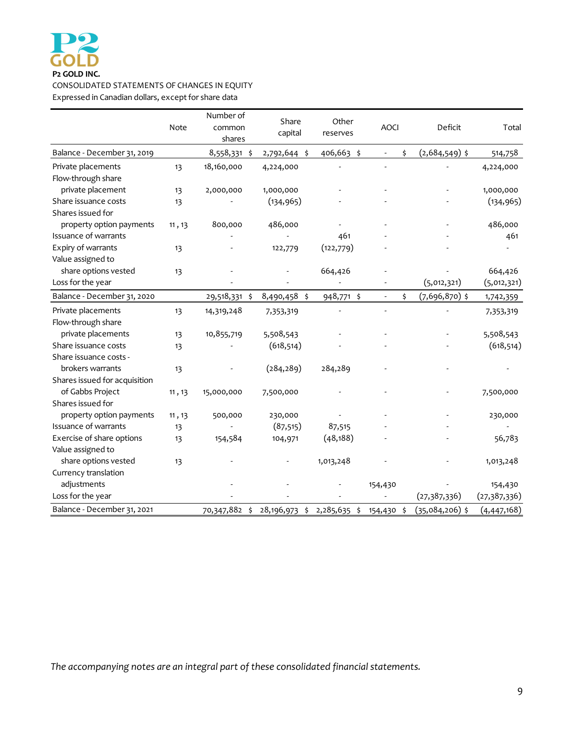**P2 GOLD INC.**

CONSOLIDATED STATEMENTS OF CHANGES IN EQUITY

Expressed in Canadian dollars, except for share data

| | Note | Number of common shares | Share capital | Other reserves | AOCI | Deficit | Total |
|---|---|---|---|---|---|---|---|
| Balance - December 31, 2019 | | 8,558,331 | $ 2,792,644 | $ 406,663 | $ - | $ (2,684,549) | $ 514,758 |
| Private placements | 13 | 18,160,000 | 4,224,000 | - | - | - | 4,224,000 |
| Flow-through share private placement | 13 | 2,000,000 | 1,000,000 | - | - | - | 1,000,000 |
| Share issuance costs | 13 | - | (134,965) | - | - | - | (134,965) |
| Shares issued for property option payments | 11 , 13 | 800,000 | 486,000 | - | - | - | 486,000 |
| Issuance of warrants | | - | - | 461 | - | - | 461 |
| Expiry of warrants | 13 | - | 122,779 | (122,779) | - | - | - |
| Value assigned to share options vested | 13 | - | - | 664,426 | - | - | 664,426 |
| Loss for the year | | - | - | - | - | (5,012,321) | (5,012,321) |
| Balance - December 31, 2020 | | 29,518,331 | $ 8,490,458 | $ 948,771 | $ - | $ (7,696,870) | $ 1,742,359 |
| Private placements | 13 | 14,319,248 | 7,353,319 | - | - | - | 7,353,319 |
| Flow-through share private placements | 13 | 10,855,719 | 5,508,543 | - | - | - | 5,508,543 |
| Share issuance costs | 13 | - | (618,514) | - | - | - | (618,514) |
| Share issuance costs - brokers warrants | 13 | - | (284,289) | 284,289 | - | - | - |
| Shares issued for acquisition of Gabbs Project | 11 , 13 | 15,000,000 | 7,500,000 | - | - | - | 7,500,000 |
| Shares issued for property option payments | 11 , 13 | 500,000 | 230,000 | - | - | - | 230,000 |
| Issuance of warrants | 13 | - | (87,515) | 87,515 | - | - | - |
| Exercise of share options | 13 | 154,584 | 104,971 | (48,188) | - | - | 56,783 |
| Value assigned to share options vested | 13 | - | - | 1,013,248 | - | - | 1,013,248 |
| Currency translation adjustments | | - | - | - | 154,430 | - | 154,430 |
| Loss for the year | | - | - | - | - | (27,387,336) | (27,387,336) |
| Balance - December 31, 2021 | | 70,347,882 | $ 28,196,973 | $ 2,285,635 | $ 154,430 | $ (35,084,206) | $ (4,447,168) |

*The accompanying notes are an integral part of these consolidated financial statements.*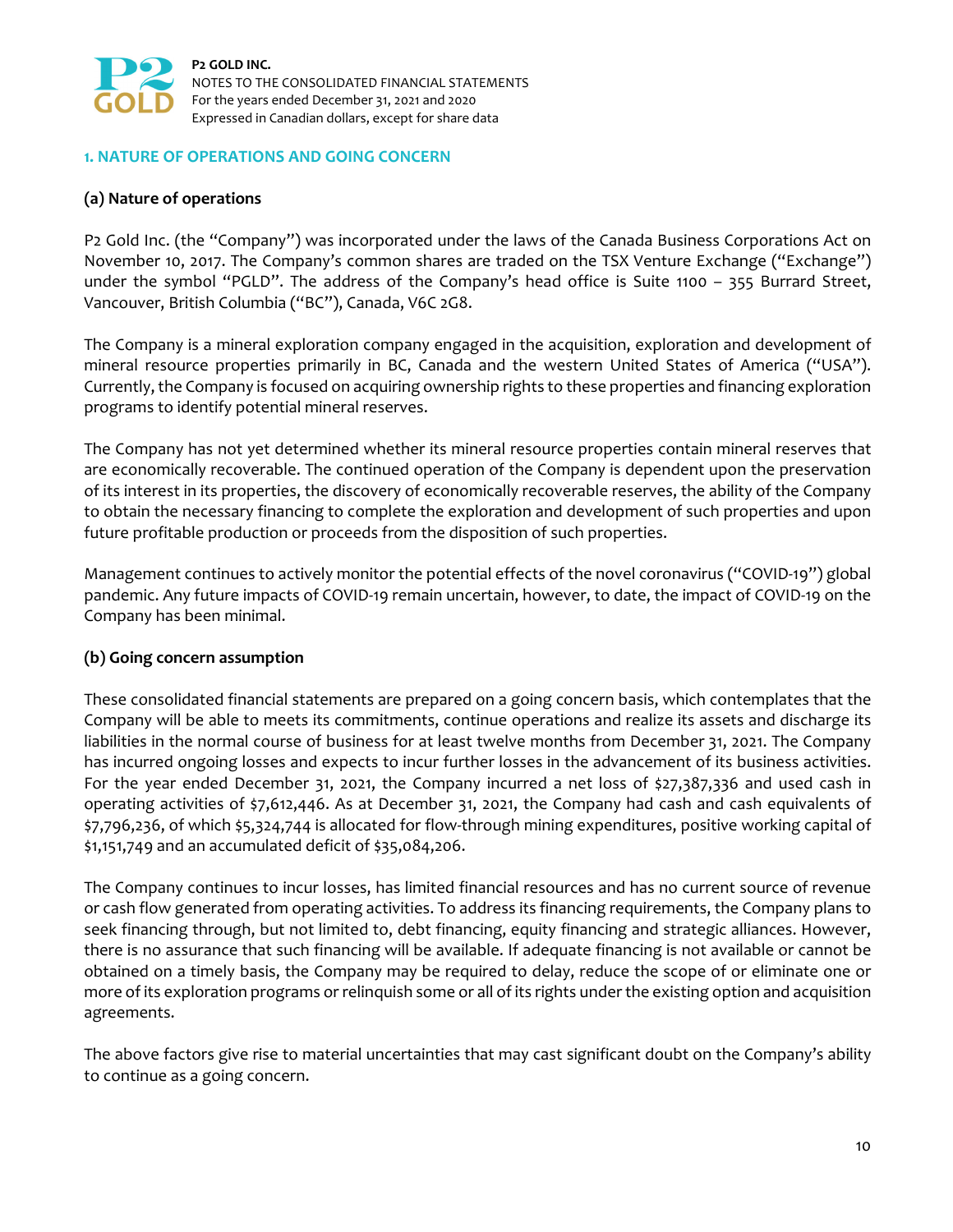## 1. NATURE OF OPERATIONS AND GOING CONCERN

### (a) Nature of operations

P2 Gold Inc. (the "Company") was incorporated under the laws of the Canada Business Corporations Act on November 10, 2017. The Company's common shares are traded on the TSX Venture Exchange ("Exchange") under the symbol "PGLD". The address of the Company's head office is Suite 1100 – 355 Burrard Street, Vancouver, British Columbia ("BC"), Canada, V6C 2G8.

The Company is a mineral exploration company engaged in the acquisition, exploration and development of mineral resource properties primarily in BC, Canada and the western United States of America ("USA"). Currently, the Company is focused on acquiring ownership rights to these properties and financing exploration programs to identify potential mineral reserves.

The Company has not yet determined whether its mineral resource properties contain mineral reserves that are economically recoverable. The continued operation of the Company is dependent upon the preservation of its interest in its properties, the discovery of economically recoverable reserves, the ability of the Company to obtain the necessary financing to complete the exploration and development of such properties and upon future profitable production or proceeds from the disposition of such properties.

Management continues to actively monitor the potential effects of the novel coronavirus ("COVID-19") global pandemic. Any future impacts of COVID-19 remain uncertain, however, to date, the impact of COVID-19 on the Company has been minimal.

### (b) Going concern assumption

These consolidated financial statements are prepared on a going concern basis, which contemplates that the Company will be able to meets its commitments, continue operations and realize its assets and discharge its liabilities in the normal course of business for at least twelve months from December 31, 2021. The Company has incurred ongoing losses and expects to incur further losses in the advancement of its business activities. For the year ended December 31, 2021, the Company incurred a net loss of $27,387,336 and used cash in operating activities of $7,612,446. As at December 31, 2021, the Company had cash and cash equivalents of $7,796,236, of which $5,324,744 is allocated for flow-through mining expenditures, positive working capital of $1,151,749 and an accumulated deficit of $35,084,206.

The Company continues to incur losses, has limited financial resources and has no current source of revenue or cash flow generated from operating activities. To address its financing requirements, the Company plans to seek financing through, but not limited to, debt financing, equity financing and strategic alliances. However, there is no assurance that such financing will be available. If adequate financing is not available or cannot be obtained on a timely basis, the Company may be required to delay, reduce the scope of or eliminate one or more of its exploration programs or relinquish some or all of its rights under the existing option and acquisition agreements.

The above factors give rise to material uncertainties that may cast significant doubt on the Company's ability to continue as a going concern.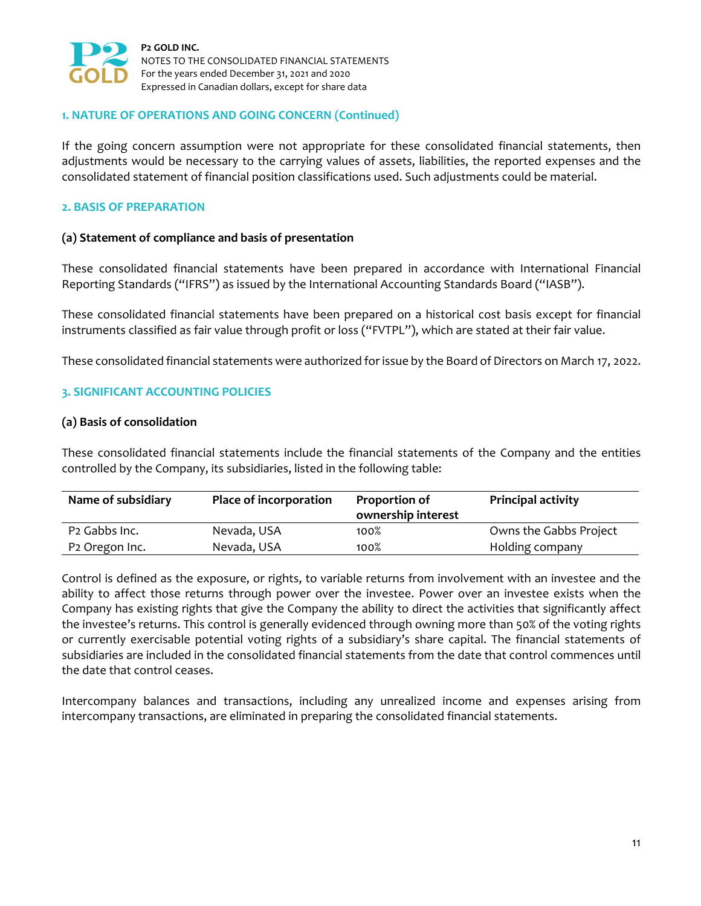## 1. NATURE OF OPERATIONS AND GOING CONCERN (Continued)

If the going concern assumption were not appropriate for these consolidated financial statements, then adjustments would be necessary to the carrying values of assets, liabilities, the reported expenses and the consolidated statement of financial position classifications used. Such adjustments could be material.

## 2. BASIS OF PREPARATION

### (a) Statement of compliance and basis of presentation

These consolidated financial statements have been prepared in accordance with International Financial Reporting Standards ("IFRS") as issued by the International Accounting Standards Board ("IASB").

These consolidated financial statements have been prepared on a historical cost basis except for financial instruments classified as fair value through profit or loss ("FVTPL"), which are stated at their fair value.

These consolidated financial statements were authorized for issue by the Board of Directors on March 17, 2022.

## 3. SIGNIFICANT ACCOUNTING POLICIES

### (a) Basis of consolidation

These consolidated financial statements include the financial statements of the Company and the entities controlled by the Company, its subsidiaries, listed in the following table:

| Name of subsidiary | Place of incorporation | Proportion of ownership interest | Principal activity |
|---|---|---|---|
| P2 Gabbs Inc. | Nevada, USA | 100% | Owns the Gabbs Project |
| P2 Oregon Inc. | Nevada, USA | 100% | Holding company |

Control is defined as the exposure, or rights, to variable returns from involvement with an investee and the ability to affect those returns through power over the investee. Power over an investee exists when the Company has existing rights that give the Company the ability to direct the activities that significantly affect the investee's returns. This control is generally evidenced through owning more than 50% of the voting rights or currently exercisable potential voting rights of a subsidiary's share capital. The financial statements of subsidiaries are included in the consolidated financial statements from the date that control commences until the date that control ceases.

Intercompany balances and transactions, including any unrealized income and expenses arising from intercompany transactions, are eliminated in preparing the consolidated financial statements.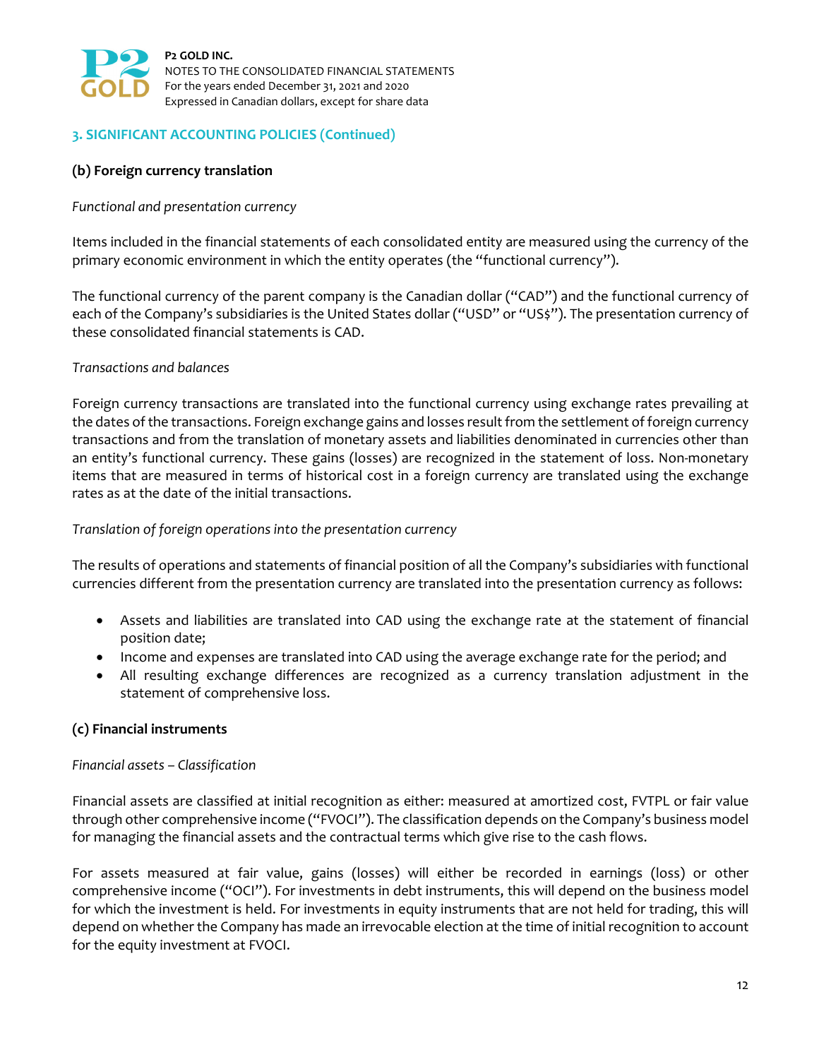## 3. SIGNIFICANT ACCOUNTING POLICIES (Continued)

### (b) Foreign currency translation

*Functional and presentation currency*

Items included in the financial statements of each consolidated entity are measured using the currency of the primary economic environment in which the entity operates (the "functional currency").

The functional currency of the parent company is the Canadian dollar ("CAD") and the functional currency of each of the Company's subsidiaries is the United States dollar ("USD" or "US$"). The presentation currency of these consolidated financial statements is CAD.

*Transactions and balances*

Foreign currency transactions are translated into the functional currency using exchange rates prevailing at the dates of the transactions. Foreign exchange gains and losses result from the settlement of foreign currency transactions and from the translation of monetary assets and liabilities denominated in currencies other than an entity's functional currency. These gains (losses) are recognized in the statement of loss. Non-monetary items that are measured in terms of historical cost in a foreign currency are translated using the exchange rates as at the date of the initial transactions.

*Translation of foreign operations into the presentation currency*

The results of operations and statements of financial position of all the Company's subsidiaries with functional currencies different from the presentation currency are translated into the presentation currency as follows:

- Assets and liabilities are translated into CAD using the exchange rate at the statement of financial position date;
- Income and expenses are translated into CAD using the average exchange rate for the period; and
- All resulting exchange differences are recognized as a currency translation adjustment in the statement of comprehensive loss.

### (c) Financial instruments

*Financial assets – Classification*

Financial assets are classified at initial recognition as either: measured at amortized cost, FVTPL or fair value through other comprehensive income ("FVOCI"). The classification depends on the Company's business model for managing the financial assets and the contractual terms which give rise to the cash flows.

For assets measured at fair value, gains (losses) will either be recorded in earnings (loss) or other comprehensive income ("OCI"). For investments in debt instruments, this will depend on the business model for which the investment is held. For investments in equity instruments that are not held for trading, this will depend on whether the Company has made an irrevocable election at the time of initial recognition to account for the equity investment at FVOCI.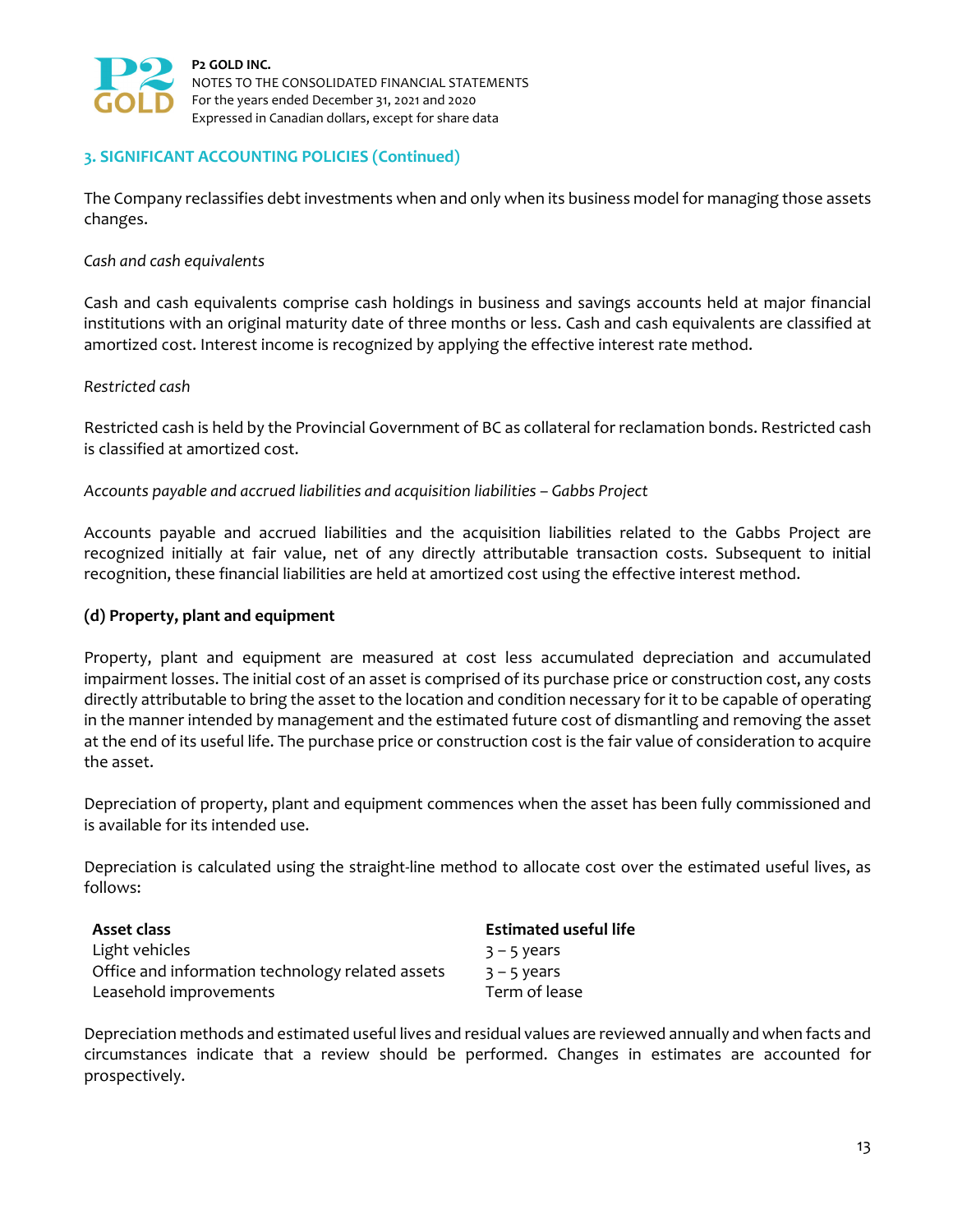## 3. SIGNIFICANT ACCOUNTING POLICIES (Continued)

The Company reclassifies debt investments when and only when its business model for managing those assets changes.

*Cash and cash equivalents*

Cash and cash equivalents comprise cash holdings in business and savings accounts held at major financial institutions with an original maturity date of three months or less. Cash and cash equivalents are classified at amortized cost. Interest income is recognized by applying the effective interest rate method.

*Restricted cash*

Restricted cash is held by the Provincial Government of BC as collateral for reclamation bonds. Restricted cash is classified at amortized cost.

*Accounts payable and accrued liabilities and acquisition liabilities – Gabbs Project*

Accounts payable and accrued liabilities and the acquisition liabilities related to the Gabbs Project are recognized initially at fair value, net of any directly attributable transaction costs. Subsequent to initial recognition, these financial liabilities are held at amortized cost using the effective interest method.

### (d) Property, plant and equipment

Property, plant and equipment are measured at cost less accumulated depreciation and accumulated impairment losses. The initial cost of an asset is comprised of its purchase price or construction cost, any costs directly attributable to bring the asset to the location and condition necessary for it to be capable of operating in the manner intended by management and the estimated future cost of dismantling and removing the asset at the end of its useful life. The purchase price or construction cost is the fair value of consideration to acquire the asset.

Depreciation of property, plant and equipment commences when the asset has been fully commissioned and is available for its intended use.

Depreciation is calculated using the straight-line method to allocate cost over the estimated useful lives, as follows:

| Asset class | Estimated useful life |
|---|---|
| Light vehicles | 3 – 5 years |
| Office and information technology related assets | 3 – 5 years |
| Leasehold improvements | Term of lease |

Depreciation methods and estimated useful lives and residual values are reviewed annually and when facts and circumstances indicate that a review should be performed. Changes in estimates are accounted for prospectively.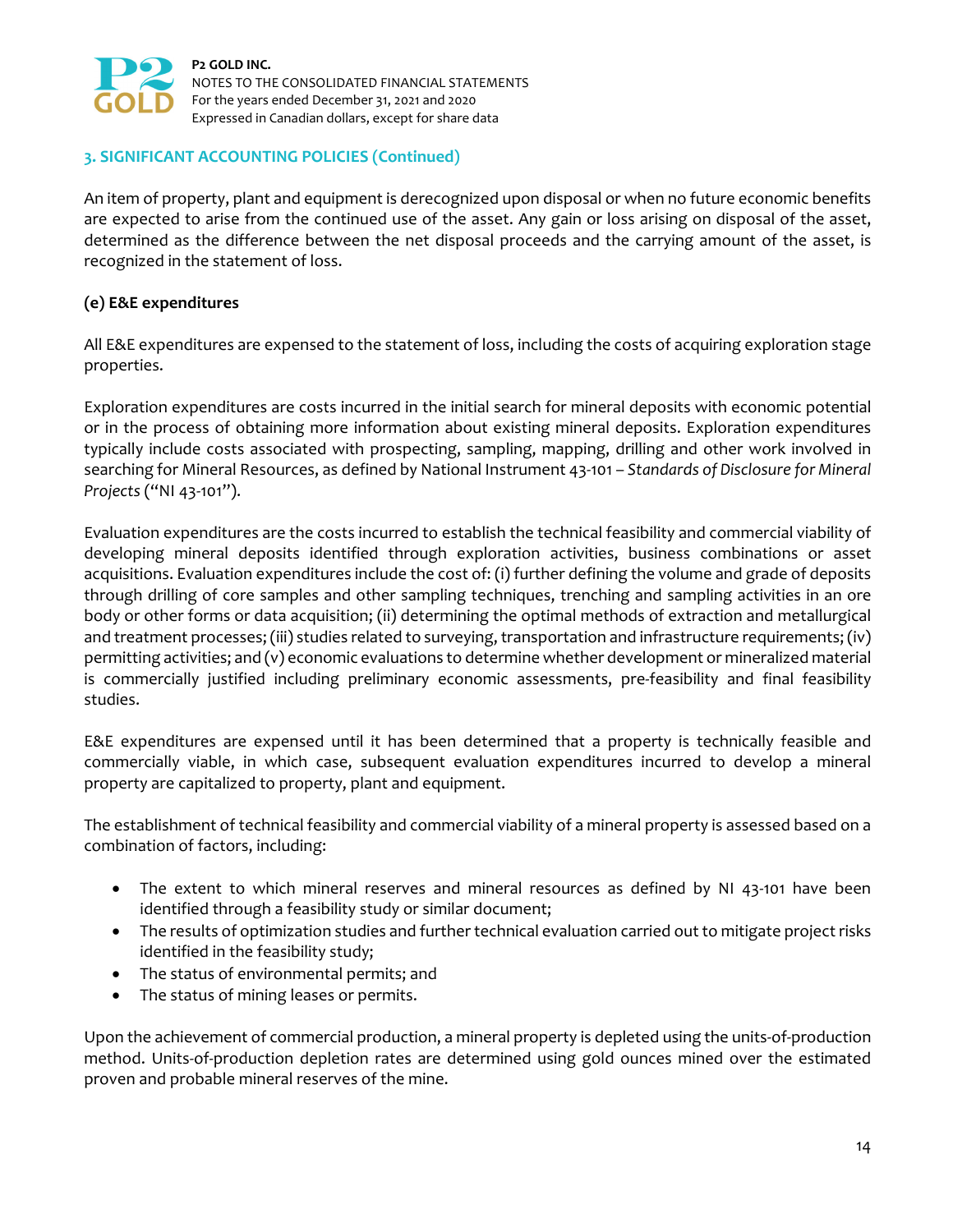## 3. SIGNIFICANT ACCOUNTING POLICIES (Continued)

An item of property, plant and equipment is derecognized upon disposal or when no future economic benefits are expected to arise from the continued use of the asset. Any gain or loss arising on disposal of the asset, determined as the difference between the net disposal proceeds and the carrying amount of the asset, is recognized in the statement of loss.

### (e) E&E expenditures

All E&E expenditures are expensed to the statement of loss, including the costs of acquiring exploration stage properties.

Exploration expenditures are costs incurred in the initial search for mineral deposits with economic potential or in the process of obtaining more information about existing mineral deposits. Exploration expenditures typically include costs associated with prospecting, sampling, mapping, drilling and other work involved in searching for Mineral Resources, as defined by National Instrument 43-101 – *Standards of Disclosure for Mineral Projects* ("NI 43-101").

Evaluation expenditures are the costs incurred to establish the technical feasibility and commercial viability of developing mineral deposits identified through exploration activities, business combinations or asset acquisitions. Evaluation expenditures include the cost of: (i) further defining the volume and grade of deposits through drilling of core samples and other sampling techniques, trenching and sampling activities in an ore body or other forms or data acquisition; (ii) determining the optimal methods of extraction and metallurgical and treatment processes; (iii) studies related to surveying, transportation and infrastructure requirements; (iv) permitting activities; and (v) economic evaluations to determine whether development or mineralized material is commercially justified including preliminary economic assessments, pre-feasibility and final feasibility studies.

E&E expenditures are expensed until it has been determined that a property is technically feasible and commercially viable, in which case, subsequent evaluation expenditures incurred to develop a mineral property are capitalized to property, plant and equipment.

The establishment of technical feasibility and commercial viability of a mineral property is assessed based on a combination of factors, including:

- The extent to which mineral reserves and mineral resources as defined by NI 43-101 have been identified through a feasibility study or similar document;
- The results of optimization studies and further technical evaluation carried out to mitigate project risks identified in the feasibility study;
- The status of environmental permits; and
- The status of mining leases or permits.

Upon the achievement of commercial production, a mineral property is depleted using the units-of-production method. Units-of-production depletion rates are determined using gold ounces mined over the estimated proven and probable mineral reserves of the mine.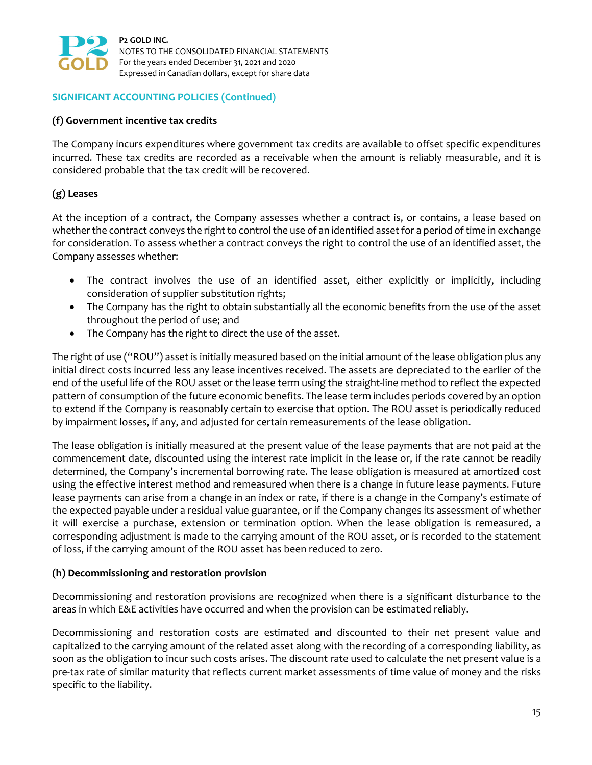## SIGNIFICANT ACCOUNTING POLICIES (Continued)

### (f) Government incentive tax credits

The Company incurs expenditures where government tax credits are available to offset specific expenditures incurred. These tax credits are recorded as a receivable when the amount is reliably measurable, and it is considered probable that the tax credit will be recovered.

### (g) Leases

At the inception of a contract, the Company assesses whether a contract is, or contains, a lease based on whether the contract conveys the right to control the use of an identified asset for a period of time in exchange for consideration. To assess whether a contract conveys the right to control the use of an identified asset, the Company assesses whether:

- The contract involves the use of an identified asset, either explicitly or implicitly, including consideration of supplier substitution rights;
- The Company has the right to obtain substantially all the economic benefits from the use of the asset throughout the period of use; and
- The Company has the right to direct the use of the asset.

The right of use ("ROU") asset is initially measured based on the initial amount of the lease obligation plus any initial direct costs incurred less any lease incentives received. The assets are depreciated to the earlier of the end of the useful life of the ROU asset or the lease term using the straight-line method to reflect the expected pattern of consumption of the future economic benefits. The lease term includes periods covered by an option to extend if the Company is reasonably certain to exercise that option. The ROU asset is periodically reduced by impairment losses, if any, and adjusted for certain remeasurements of the lease obligation.

The lease obligation is initially measured at the present value of the lease payments that are not paid at the commencement date, discounted using the interest rate implicit in the lease or, if the rate cannot be readily determined, the Company's incremental borrowing rate. The lease obligation is measured at amortized cost using the effective interest method and remeasured when there is a change in future lease payments. Future lease payments can arise from a change in an index or rate, if there is a change in the Company's estimate of the expected payable under a residual value guarantee, or if the Company changes its assessment of whether it will exercise a purchase, extension or termination option. When the lease obligation is remeasured, a corresponding adjustment is made to the carrying amount of the ROU asset, or is recorded to the statement of loss, if the carrying amount of the ROU asset has been reduced to zero.

### (h) Decommissioning and restoration provision

Decommissioning and restoration provisions are recognized when there is a significant disturbance to the areas in which E&E activities have occurred and when the provision can be estimated reliably.

Decommissioning and restoration costs are estimated and discounted to their net present value and capitalized to the carrying amount of the related asset along with the recording of a corresponding liability, as soon as the obligation to incur such costs arises. The discount rate used to calculate the net present value is a pre-tax rate of similar maturity that reflects current market assessments of time value of money and the risks specific to the liability.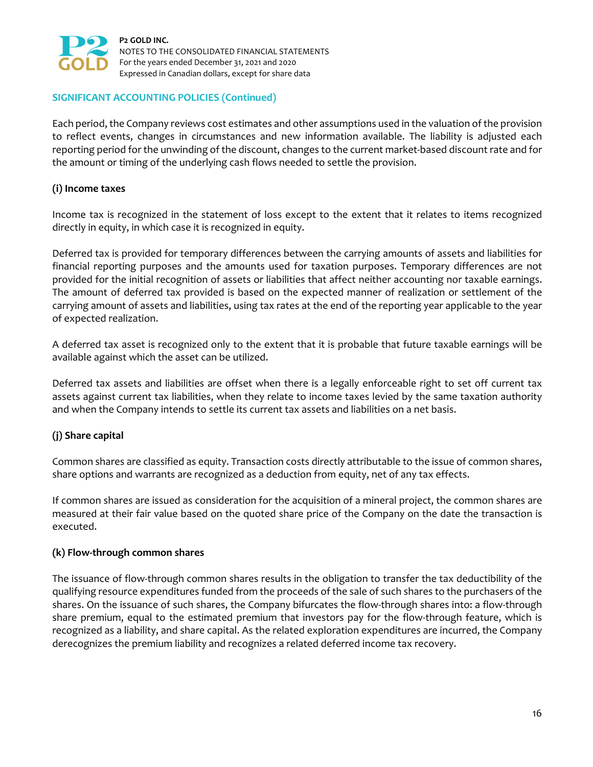## SIGNIFICANT ACCOUNTING POLICIES (Continued)

Each period, the Company reviews cost estimates and other assumptions used in the valuation of the provision to reflect events, changes in circumstances and new information available. The liability is adjusted each reporting period for the unwinding of the discount, changes to the current market-based discount rate and for the amount or timing of the underlying cash flows needed to settle the provision.

### (i) Income taxes

Income tax is recognized in the statement of loss except to the extent that it relates to items recognized directly in equity, in which case it is recognized in equity.

Deferred tax is provided for temporary differences between the carrying amounts of assets and liabilities for financial reporting purposes and the amounts used for taxation purposes. Temporary differences are not provided for the initial recognition of assets or liabilities that affect neither accounting nor taxable earnings. The amount of deferred tax provided is based on the expected manner of realization or settlement of the carrying amount of assets and liabilities, using tax rates at the end of the reporting year applicable to the year of expected realization.

A deferred tax asset is recognized only to the extent that it is probable that future taxable earnings will be available against which the asset can be utilized.

Deferred tax assets and liabilities are offset when there is a legally enforceable right to set off current tax assets against current tax liabilities, when they relate to income taxes levied by the same taxation authority and when the Company intends to settle its current tax assets and liabilities on a net basis.

### (j) Share capital

Common shares are classified as equity. Transaction costs directly attributable to the issue of common shares, share options and warrants are recognized as a deduction from equity, net of any tax effects.

If common shares are issued as consideration for the acquisition of a mineral project, the common shares are measured at their fair value based on the quoted share price of the Company on the date the transaction is executed.

### (k) Flow-through common shares

The issuance of flow-through common shares results in the obligation to transfer the tax deductibility of the qualifying resource expenditures funded from the proceeds of the sale of such shares to the purchasers of the shares. On the issuance of such shares, the Company bifurcates the flow-through shares into: a flow-through share premium, equal to the estimated premium that investors pay for the flow-through feature, which is recognized as a liability, and share capital. As the related exploration expenditures are incurred, the Company derecognizes the premium liability and recognizes a related deferred income tax recovery.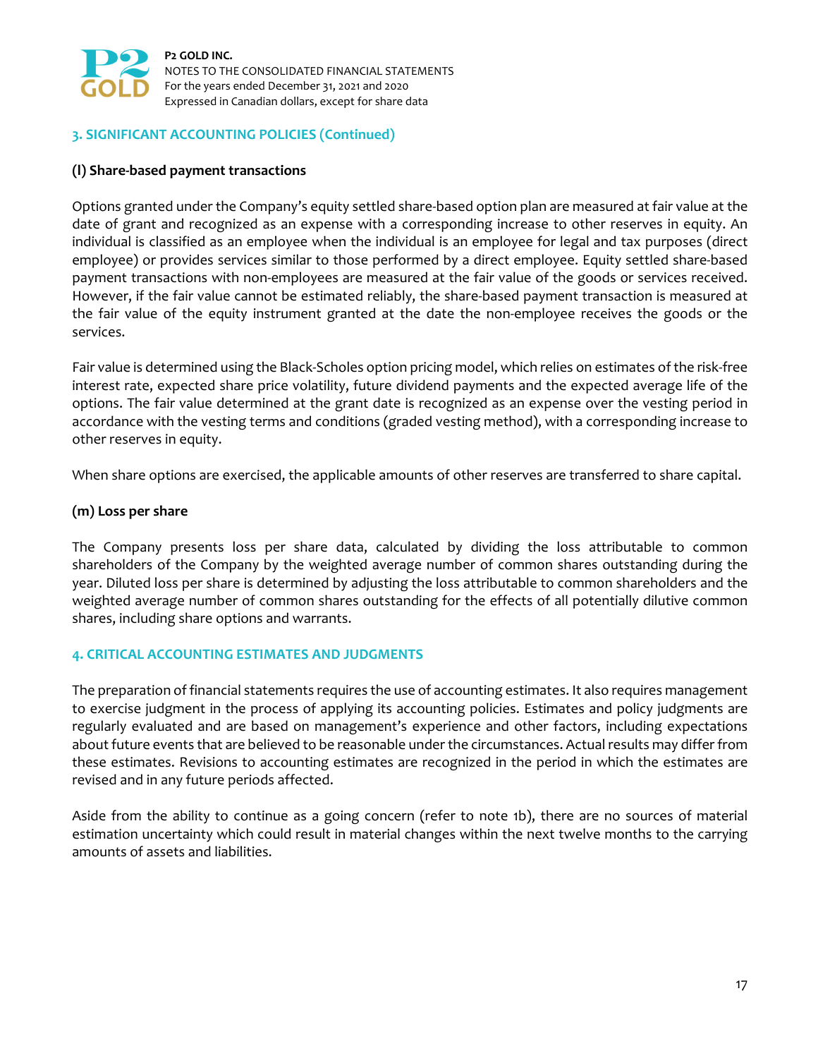## 3. SIGNIFICANT ACCOUNTING POLICIES (Continued)

### (l) Share-based payment transactions

Options granted under the Company's equity settled share-based option plan are measured at fair value at the date of grant and recognized as an expense with a corresponding increase to other reserves in equity. An individual is classified as an employee when the individual is an employee for legal and tax purposes (direct employee) or provides services similar to those performed by a direct employee. Equity settled share-based payment transactions with non-employees are measured at the fair value of the goods or services received. However, if the fair value cannot be estimated reliably, the share-based payment transaction is measured at the fair value of the equity instrument granted at the date the non-employee receives the goods or the services.

Fair value is determined using the Black-Scholes option pricing model, which relies on estimates of the risk-free interest rate, expected share price volatility, future dividend payments and the expected average life of the options. The fair value determined at the grant date is recognized as an expense over the vesting period in accordance with the vesting terms and conditions (graded vesting method), with a corresponding increase to other reserves in equity.

When share options are exercised, the applicable amounts of other reserves are transferred to share capital.

### (m) Loss per share

The Company presents loss per share data, calculated by dividing the loss attributable to common shareholders of the Company by the weighted average number of common shares outstanding during the year. Diluted loss per share is determined by adjusting the loss attributable to common shareholders and the weighted average number of common shares outstanding for the effects of all potentially dilutive common shares, including share options and warrants.

## 4. CRITICAL ACCOUNTING ESTIMATES AND JUDGMENTS

The preparation of financial statements requires the use of accounting estimates. It also requires management to exercise judgment in the process of applying its accounting policies. Estimates and policy judgments are regularly evaluated and are based on management's experience and other factors, including expectations about future events that are believed to be reasonable under the circumstances. Actual results may differ from these estimates. Revisions to accounting estimates are recognized in the period in which the estimates are revised and in any future periods affected.

Aside from the ability to continue as a going concern (refer to note 1b), there are no sources of material estimation uncertainty which could result in material changes within the next twelve months to the carrying amounts of assets and liabilities.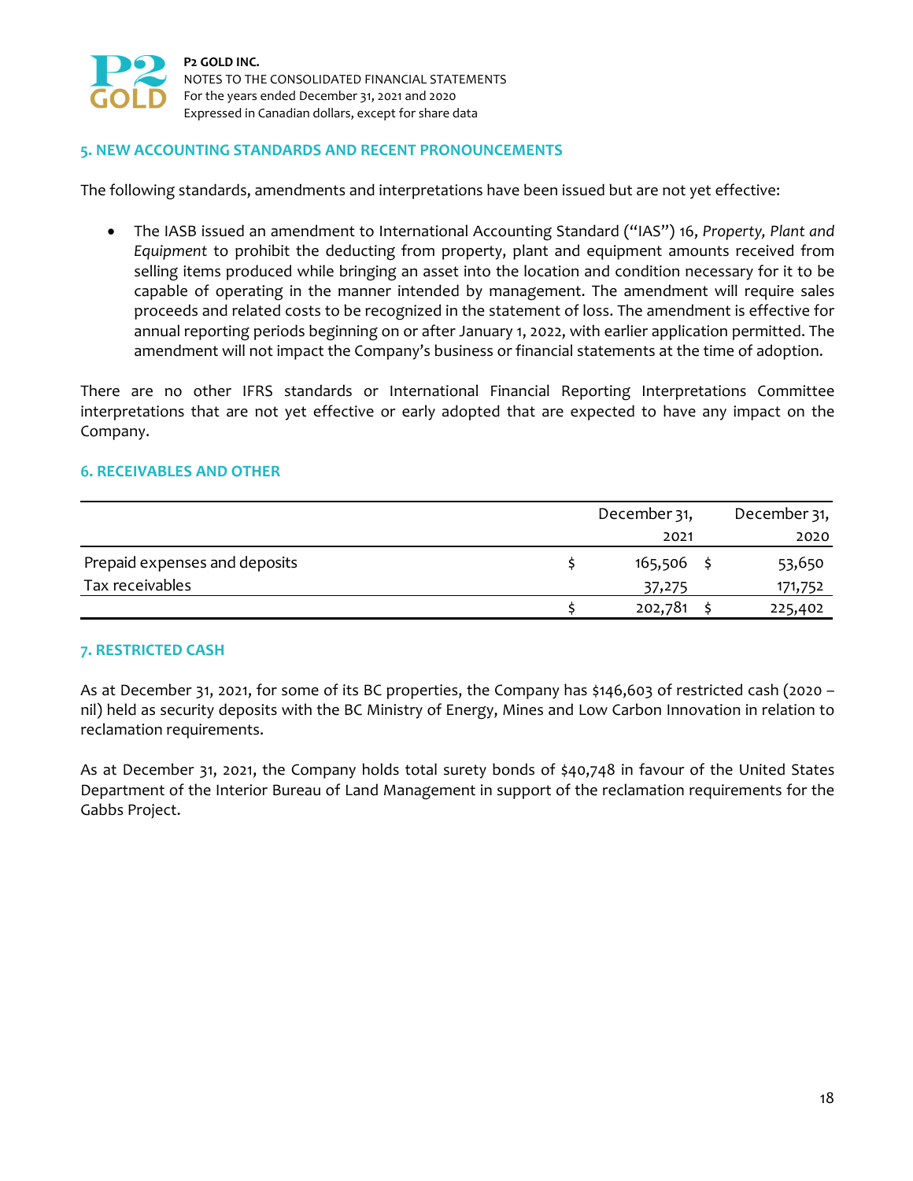## 5. NEW ACCOUNTING STANDARDS AND RECENT PRONOUNCEMENTS

The following standards, amendments and interpretations have been issued but are not yet effective:

- The IASB issued an amendment to International Accounting Standard ("IAS") 16, *Property, Plant and Equipment* to prohibit the deducting from property, plant and equipment amounts received from selling items produced while bringing an asset into the location and condition necessary for it to be capable of operating in the manner intended by management. The amendment will require sales proceeds and related costs to be recognized in the statement of loss. The amendment is effective for annual reporting periods beginning on or after January 1, 2022, with earlier application permitted. The amendment will not impact the Company's business or financial statements at the time of adoption.

There are no other IFRS standards or International Financial Reporting Interpretations Committee interpretations that are not yet effective or early adopted that are expected to have any impact on the Company.

## 6. RECEIVABLES AND OTHER

| | December 31, 2021 | December 31, 2020 |
|---|---|---|
| Prepaid expenses and deposits | $ 165,506 | $ 53,650 |
| Tax receivables | 37,275 | 171,752 |
| | $ 202,781 | $ 225,402 |

## 7. RESTRICTED CASH

As at December 31, 2021, for some of its BC properties, the Company has $146,603 of restricted cash (2020 – nil) held as security deposits with the BC Ministry of Energy, Mines and Low Carbon Innovation in relation to reclamation requirements.

As at December 31, 2021, the Company holds total surety bonds of $40,748 in favour of the United States Department of the Interior Bureau of Land Management in support of the reclamation requirements for the Gabbs Project.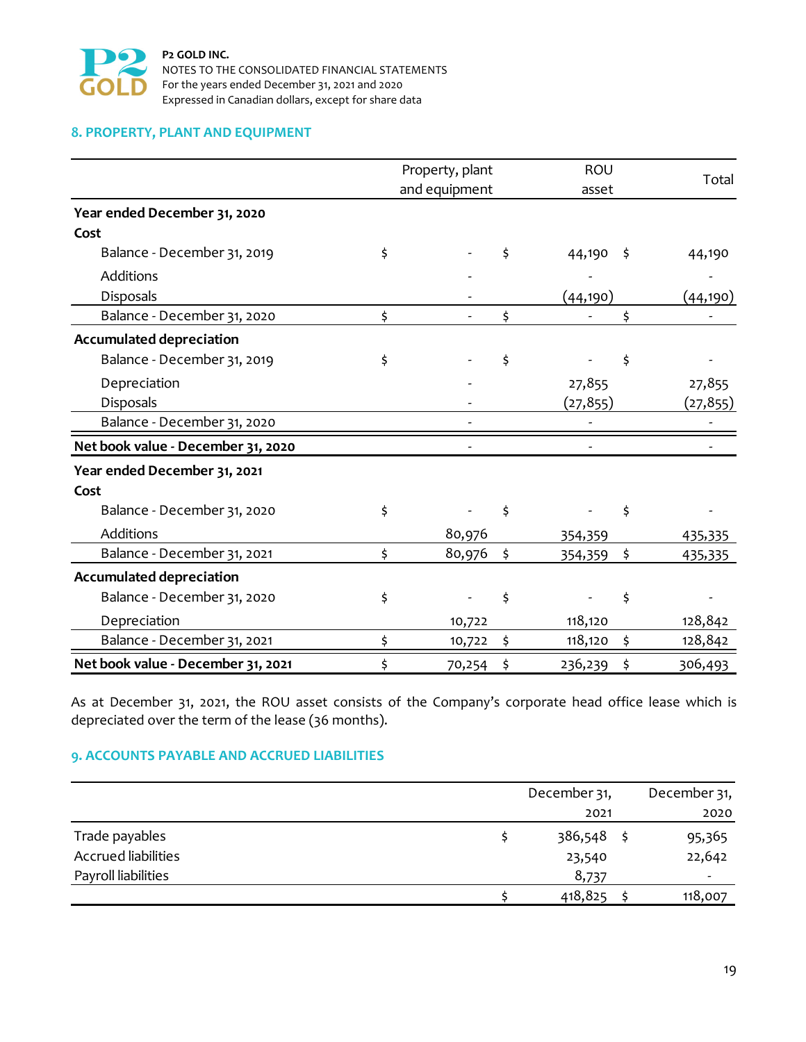## 8. PROPERTY, PLANT AND EQUIPMENT

| | Property, plant and equipment | ROU asset | Total |
|---|---|---|---|
| **Year ended December 31, 2020** | | | |
| **Cost** | | | |
| Balance - December 31, 2019 | $ - | $ 44,190 | $ 44,190 |
| Additions | - | - | - |
| Disposals | - | (44,190) | (44,190) |
| Balance - December 31, 2020 | $ - | $ - | $ - |
| **Accumulated depreciation** | | | |
| Balance - December 31, 2019 | $ - | $ - | $ - |
| Depreciation | - | 27,855 | 27,855 |
| Disposals | - | (27,855) | (27,855) |
| Balance - December 31, 2020 | - | - | - |
| **Net book value - December 31, 2020** | - | - | - |
| **Year ended December 31, 2021** | | | |
| **Cost** | | | |
| Balance - December 31, 2020 | $ - | $ - | $ - |
| Additions | 80,976 | 354,359 | 435,335 |
| Balance - December 31, 2021 | $ 80,976 | $ 354,359 | $ 435,335 |
| **Accumulated depreciation** | | | |
| Balance - December 31, 2020 | $ - | $ - | $ - |
| Depreciation | 10,722 | 118,120 | 128,842 |
| Balance - December 31, 2021 | $ 10,722 | $ 118,120 | $ 128,842 |
| **Net book value - December 31, 2021** | $ 70,254 | $ 236,239 | $ 306,493 |

As at December 31, 2021, the ROU asset consists of the Company's corporate head office lease which is depreciated over the term of the lease (36 months).

## 9. ACCOUNTS PAYABLE AND ACCRUED LIABILITIES

| | December 31, 2021 | December 31, 2020 |
|---|---|---|
| Trade payables | $ 386,548 | $ 95,365 |
| Accrued liabilities | 23,540 | 22,642 |
| Payroll liabilities | 8,737 | - |
| | $ 418,825 | $ 118,007 |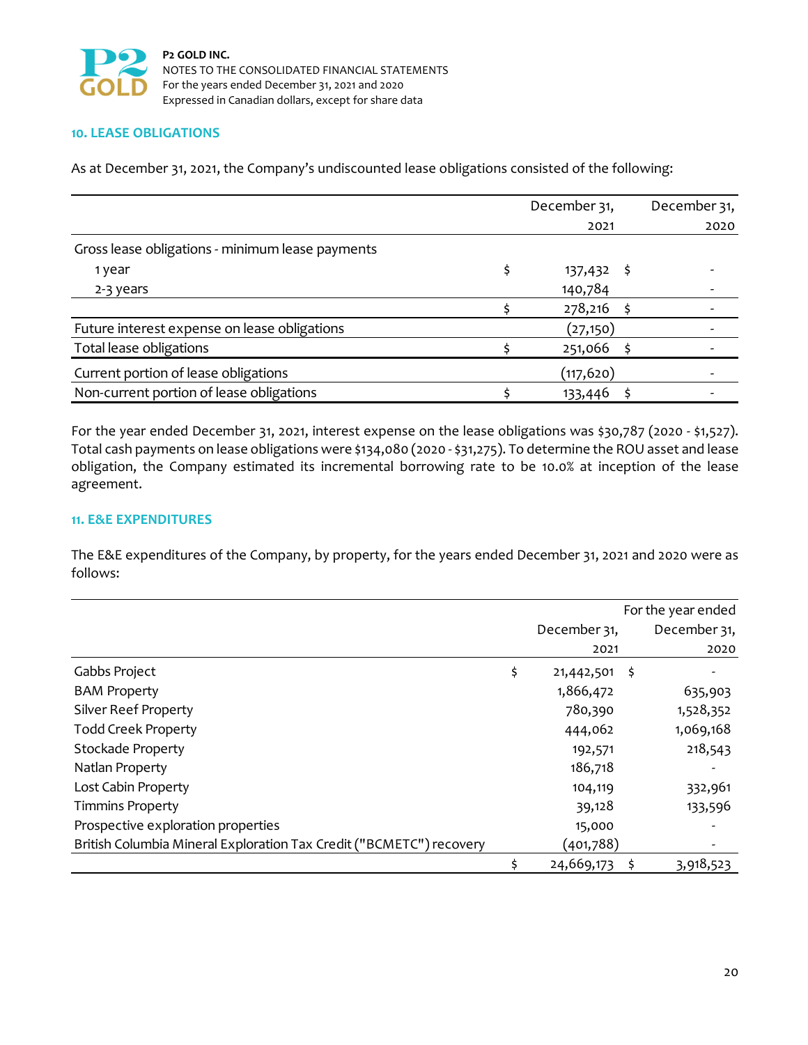## 10. LEASE OBLIGATIONS

As at December 31, 2021, the Company's undiscounted lease obligations consisted of the following:

| | December 31, 2021 | December 31, 2020 |
|---|---|---|
| Gross lease obligations - minimum lease payments | | |
| 1 year | $ 137,432 | $ - |
| 2-3 years | 140,784 | - |
| | $ 278,216 | $ - |
| Future interest expense on lease obligations | (27,150) | - |
| Total lease obligations | $ 251,066 | $ - |
| Current portion of lease obligations | (117,620) | - |
| Non-current portion of lease obligations | $ 133,446 | $ - |

For the year ended December 31, 2021, interest expense on the lease obligations was $30,787 (2020 - $1,527). Total cash payments on lease obligations were $134,080 (2020 - $31,275). To determine the ROU asset and lease obligation, the Company estimated its incremental borrowing rate to be 10.0% at inception of the lease agreement.

## 11. E&E EXPENDITURES

The E&E expenditures of the Company, by property, for the years ended December 31, 2021 and 2020 were as follows:

| | For the year ended | |
|---|---|---|
| | December 31, 2021 | December 31, 2020 |
| Gabbs Project | $ 21,442,501 | $ - |
| BAM Property | 1,866,472 | 635,903 |
| Silver Reef Property | 780,390 | 1,528,352 |
| Todd Creek Property | 444,062 | 1,069,168 |
| Stockade Property | 192,571 | 218,543 |
| Natlan Property | 186,718 | - |
| Lost Cabin Property | 104,119 | 332,961 |
| Timmins Property | 39,128 | 133,596 |
| Prospective exploration properties | 15,000 | - |
| British Columbia Mineral Exploration Tax Credit ("BCMETC") recovery | (401,788) | - |
| | $ 24,669,173 | $ 3,918,523 |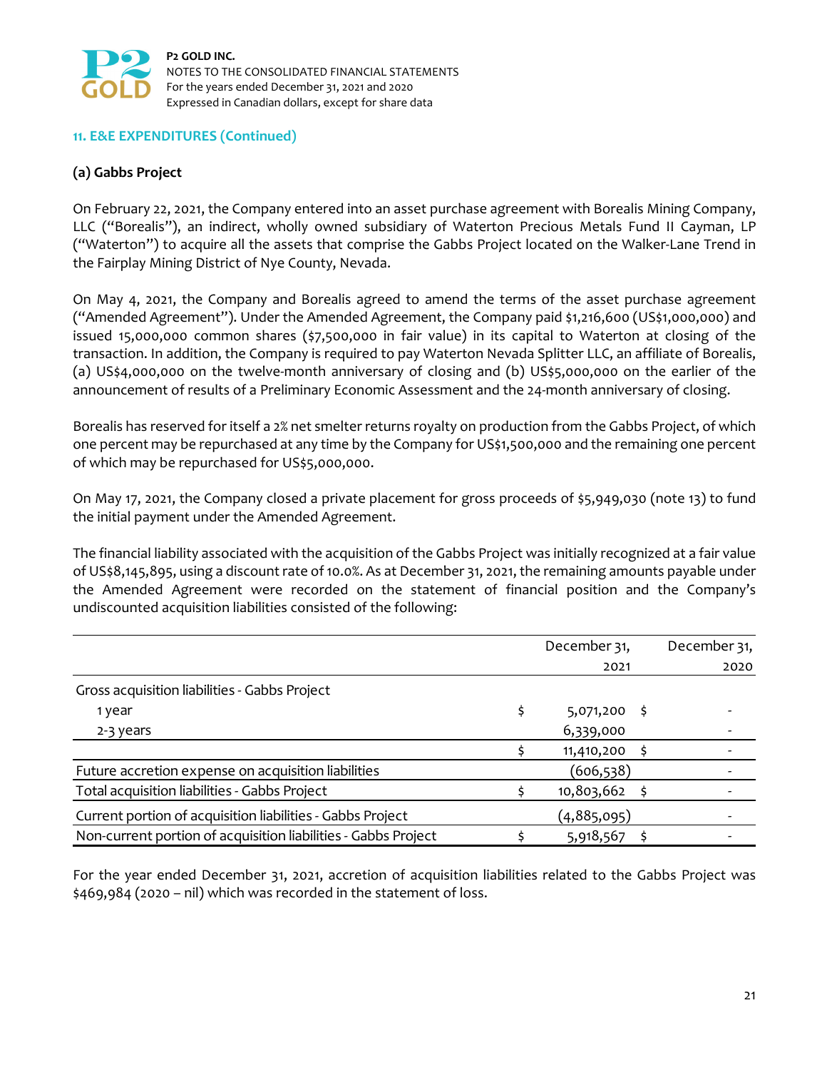## 11. E&E EXPENDITURES (Continued)

### (a) Gabbs Project

On February 22, 2021, the Company entered into an asset purchase agreement with Borealis Mining Company, LLC ("Borealis"), an indirect, wholly owned subsidiary of Waterton Precious Metals Fund II Cayman, LP ("Waterton") to acquire all the assets that comprise the Gabbs Project located on the Walker-Lane Trend in the Fairplay Mining District of Nye County, Nevada.

On May 4, 2021, the Company and Borealis agreed to amend the terms of the asset purchase agreement ("Amended Agreement"). Under the Amended Agreement, the Company paid $1,216,600 (US$1,000,000) and issued 15,000,000 common shares ($7,500,000 in fair value) in its capital to Waterton at closing of the transaction. In addition, the Company is required to pay Waterton Nevada Splitter LLC, an affiliate of Borealis, (a) US$4,000,000 on the twelve-month anniversary of closing and (b) US$5,000,000 on the earlier of the announcement of results of a Preliminary Economic Assessment and the 24-month anniversary of closing.

Borealis has reserved for itself a 2% net smelter returns royalty on production from the Gabbs Project, of which one percent may be repurchased at any time by the Company for US$1,500,000 and the remaining one percent of which may be repurchased for US$5,000,000.

On May 17, 2021, the Company closed a private placement for gross proceeds of $5,949,030 (note 13) to fund the initial payment under the Amended Agreement.

The financial liability associated with the acquisition of the Gabbs Project was initially recognized at a fair value of US$8,145,895, using a discount rate of 10.0%. As at December 31, 2021, the remaining amounts payable under the Amended Agreement were recorded on the statement of financial position and the Company's undiscounted acquisition liabilities consisted of the following:

| | December 31, 2021 | December 31, 2020 |
|---|---|---|
| Gross acquisition liabilities - Gabbs Project | | |
| 1 year | $ 5,071,200 | $ - |
| 2-3 years | 6,339,000 | - |
| | $ 11,410,200 | $ - |
| Future accretion expense on acquisition liabilities | (606,538) | - |
| Total acquisition liabilities - Gabbs Project | $ 10,803,662 | $ - |
| Current portion of acquisition liabilities - Gabbs Project | (4,885,095) | - |
| Non-current portion of acquisition liabilities - Gabbs Project | $ 5,918,567 | $ - |

For the year ended December 31, 2021, accretion of acquisition liabilities related to the Gabbs Project was $469,984 (2020 – nil) which was recorded in the statement of loss.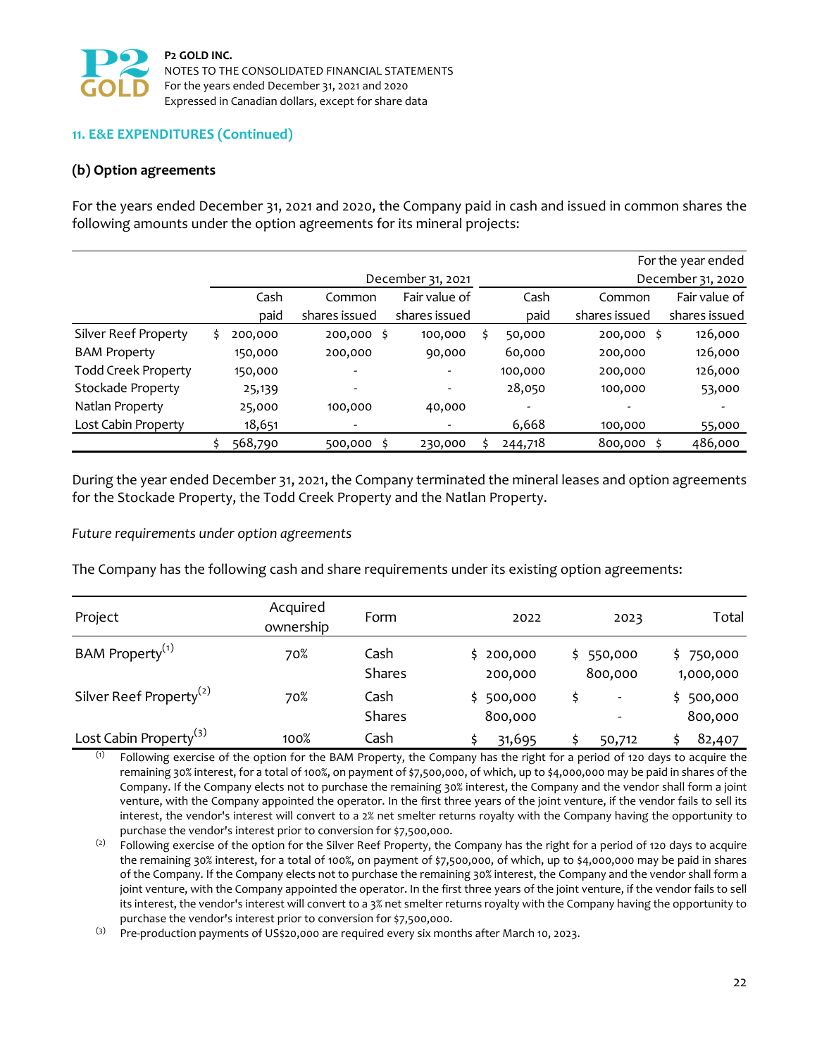## 11. E&E EXPENDITURES (Continued)

### (b) Option agreements

For the years ended December 31, 2021 and 2020, the Company paid in cash and issued in common shares the following amounts under the option agreements for its mineral projects:

| | For the year ended December 31, 2021 | | | For the year ended December 31, 2020 | | |
|---|---|---|---|---|---|---|
| | Cash paid | Common shares issued | Fair value of shares issued | Cash paid | Common shares issued | Fair value of shares issued |
| Silver Reef Property | $ 200,000 | 200,000 | $ 100,000 | $ 50,000 | 200,000 | $ 126,000 |
| BAM Property | 150,000 | 200,000 | 90,000 | 60,000 | 200,000 | 126,000 |
| Todd Creek Property | 150,000 | - | - | 100,000 | 200,000 | 126,000 |
| Stockade Property | 25,139 | - | - | 28,050 | 100,000 | 53,000 |
| Natlan Property | 25,000 | 100,000 | 40,000 | - | - | - |
| Lost Cabin Property | 18,651 | - | - | 6,668 | 100,000 | 55,000 |
| | $ 568,790 | 500,000 | $ 230,000 | $ 244,718 | 800,000 | $ 486,000 |

During the year ended December 31, 2021, the Company terminated the mineral leases and option agreements for the Stockade Property, the Todd Creek Property and the Natlan Property.

*Future requirements under option agreements*

The Company has the following cash and share requirements under its existing option agreements:

| Project | Acquired ownership | Form | 2022 | 2023 | Total |
|---|---|---|---|---|---|
| BAM Property[(1)] | 70% | Cash | $ 200,000 | $ 550,000 | $ 750,000 |
| | | Shares | 200,000 | 800,000 | 1,000,000 |
| Silver Reef Property[(2)] | 70% | Cash | $ 500,000 | $ - | $ 500,000 |
| | | Shares | 800,000 | - | 800,000 |
| Lost Cabin Property[(3)] | 100% | Cash | $ 31,695 | $ 50,712 | $ 82,407 |

(1) Following exercise of the option for the BAM Property, the Company has the right for a period of 120 days to acquire the remaining 30% interest, for a total of 100%, on payment of $7,500,000, of which, up to $4,000,000 may be paid in shares of the Company. If the Company elects not to purchase the remaining 30% interest, the Company and the vendor shall form a joint venture, with the Company appointed the operator. In the first three years of the joint venture, if the vendor fails to sell its interest, the vendor's interest will convert to a 2% net smelter returns royalty with the Company having the opportunity to purchase the vendor's interest prior to conversion for $7,500,000.

(2) Following exercise of the option for the Silver Reef Property, the Company has the right for a period of 120 days to acquire the remaining 30% interest, for a total of 100%, on payment of $7,500,000, of which, up to $4,000,000 may be paid in shares of the Company. If the Company elects not to purchase the remaining 30% interest, the Company and the vendor shall form a joint venture, with the Company appointed the operator. In the first three years of the joint venture, if the vendor fails to sell its interest, the vendor's interest will convert to a 3% net smelter returns royalty with the Company having the opportunity to purchase the vendor's interest prior to conversion for $7,500,000.

(3) Pre-production payments of US$20,000 are required every six months after March 10, 2023.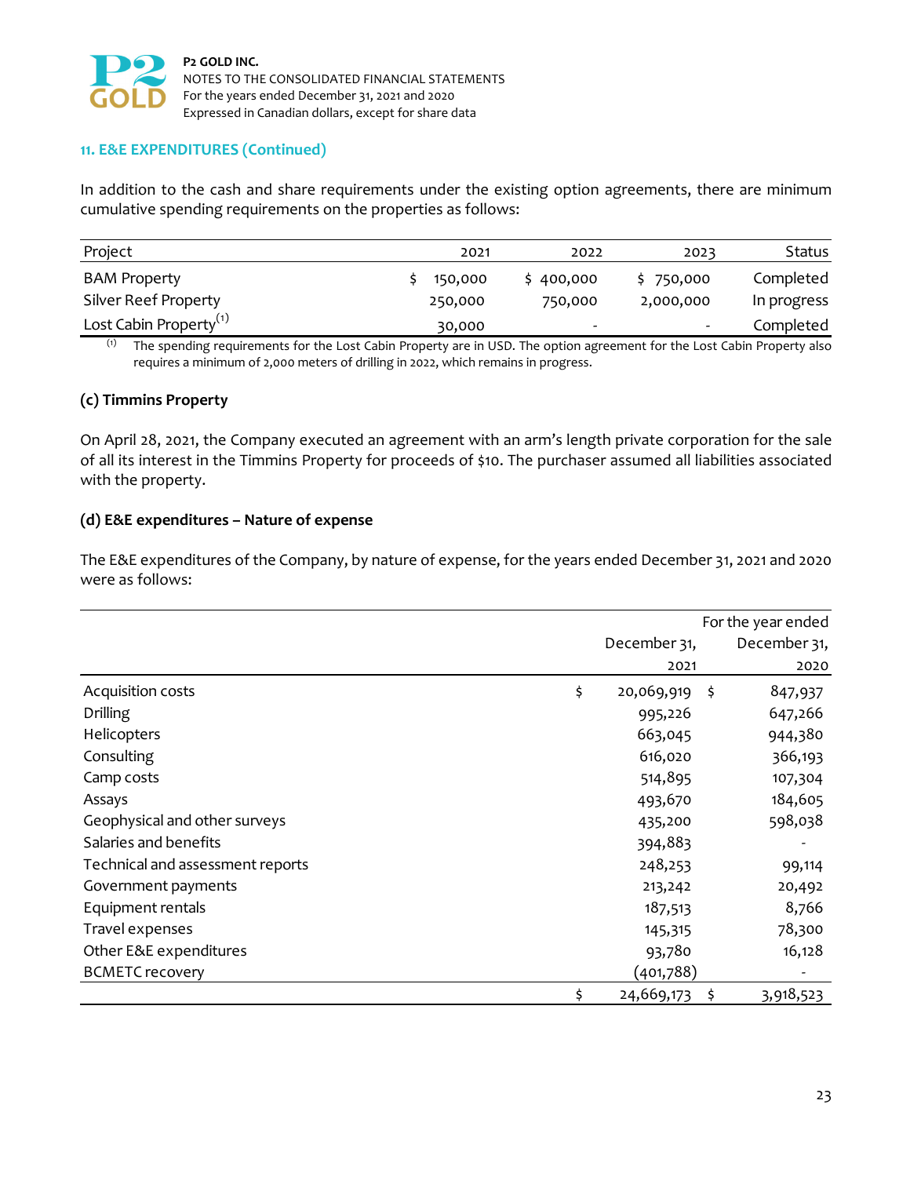## 11. E&E EXPENDITURES (Continued)

In addition to the cash and share requirements under the existing option agreements, there are minimum cumulative spending requirements on the properties as follows:

| Project | 2021 | 2022 | 2023 | Status |
|---|---|---|---|---|
| BAM Property | $ 150,000 | $ 400,000 | $ 750,000 | Completed |
| Silver Reef Property | 250,000 | 750,000 | 2,000,000 | In progress |
| Lost Cabin Property[(1)] | 30,000 | - | - | Completed |

(1) The spending requirements for the Lost Cabin Property are in USD. The option agreement for the Lost Cabin Property also requires a minimum of 2,000 meters of drilling in 2022, which remains in progress.

### (c) Timmins Property

On April 28, 2021, the Company executed an agreement with an arm's length private corporation for the sale of all its interest in the Timmins Property for proceeds of $10. The purchaser assumed all liabilities associated with the property.

### (d) E&E expenditures – Nature of expense

The E&E expenditures of the Company, by nature of expense, for the years ended December 31, 2021 and 2020 were as follows:

| | For the year ended December 31, 2021 | December 31, 2020 |
|---|---|---|
| Acquisition costs | $ 20,069,919 | $ 847,937 |
| Drilling | 995,226 | 647,266 |
| Helicopters | 663,045 | 944,380 |
| Consulting | 616,020 | 366,193 |
| Camp costs | 514,895 | 107,304 |
| Assays | 493,670 | 184,605 |
| Geophysical and other surveys | 435,200 | 598,038 |
| Salaries and benefits | 394,883 | - |
| Technical and assessment reports | 248,253 | 99,114 |
| Government payments | 213,242 | 20,492 |
| Equipment rentals | 187,513 | 8,766 |
| Travel expenses | 145,315 | 78,300 |
| Other E&E expenditures | 93,780 | 16,128 |
| BCMETC recovery | (401,788) | - |
| | $ 24,669,173 | $ 3,918,523 |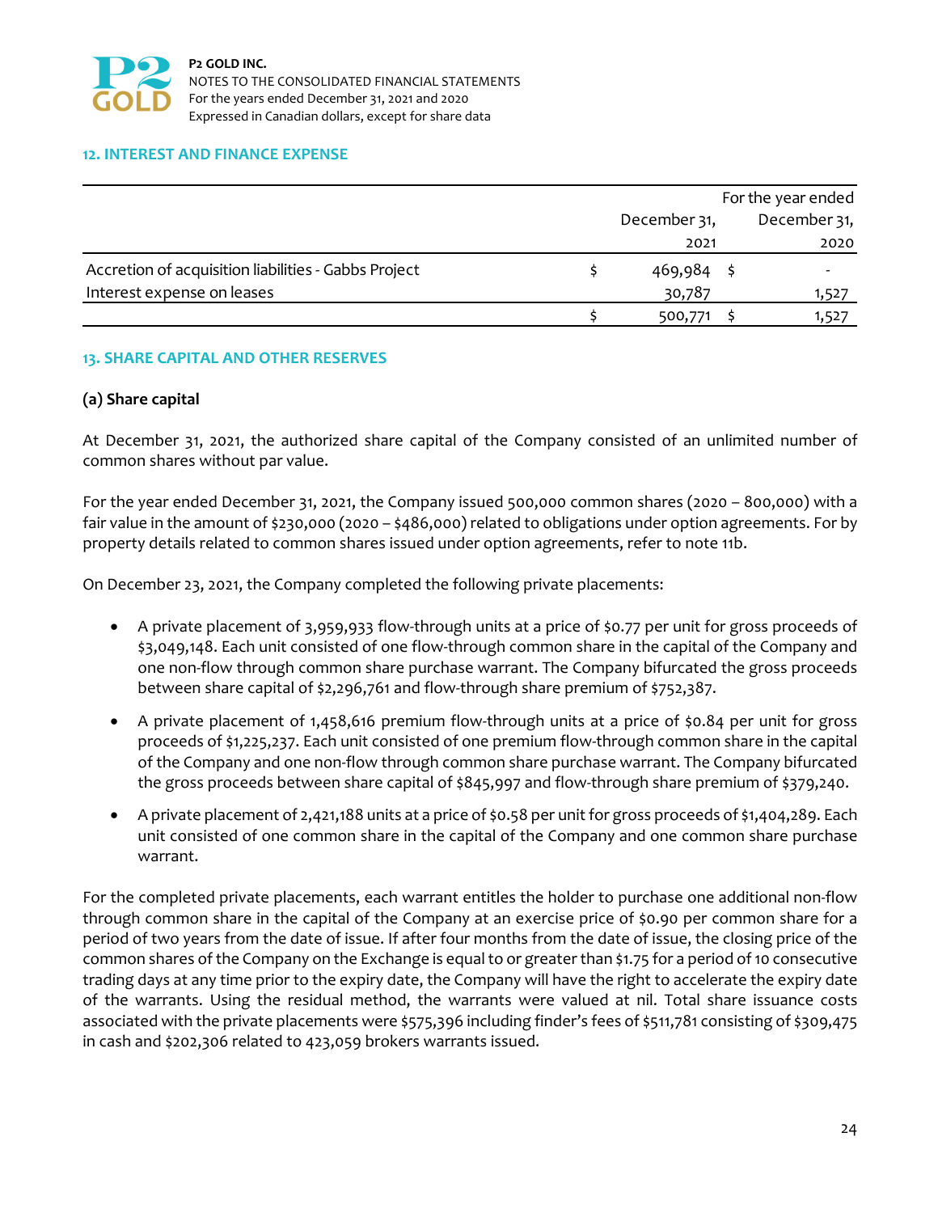## 12. INTEREST AND FINANCE EXPENSE

| | | For the year ended |
|---|---|---|
| | December 31, 2021 | December 31, 2020 |
| Accretion of acquisition liabilities - Gabbs Project | $ 469,984 | $ - |
| Interest expense on leases | 30,787 | 1,527 |
| | $ 500,771 | $ 1,527 |

## 13. SHARE CAPITAL AND OTHER RESERVES

### (a) Share capital

At December 31, 2021, the authorized share capital of the Company consisted of an unlimited number of common shares without par value.

For the year ended December 31, 2021, the Company issued 500,000 common shares (2020 – 800,000) with a fair value in the amount of $230,000 (2020 – $486,000) related to obligations under option agreements. For by property details related to common shares issued under option agreements, refer to note 11b.

On December 23, 2021, the Company completed the following private placements:

- A private placement of 3,959,933 flow-through units at a price of $0.77 per unit for gross proceeds of $3,049,148. Each unit consisted of one flow-through common share in the capital of the Company and one non-flow through common share purchase warrant. The Company bifurcated the gross proceeds between share capital of $2,296,761 and flow-through share premium of $752,387.
- A private placement of 1,458,616 premium flow-through units at a price of $0.84 per unit for gross proceeds of $1,225,237. Each unit consisted of one premium flow-through common share in the capital of the Company and one non-flow through common share purchase warrant. The Company bifurcated the gross proceeds between share capital of $845,997 and flow-through share premium of $379,240.
- A private placement of 2,421,188 units at a price of $0.58 per unit for gross proceeds of $1,404,289. Each unit consisted of one common share in the capital of the Company and one common share purchase warrant.

For the completed private placements, each warrant entitles the holder to purchase one additional non-flow through common share in the capital of the Company at an exercise price of $0.90 per common share for a period of two years from the date of issue. If after four months from the date of issue, the closing price of the common shares of the Company on the Exchange is equal to or greater than $1.75 for a period of 10 consecutive trading days at any time prior to the expiry date, the Company will have the right to accelerate the expiry date of the warrants. Using the residual method, the warrants were valued at nil. Total share issuance costs associated with the private placements were $575,396 including finder's fees of $511,781 consisting of $309,475 in cash and $202,306 related to 423,059 brokers warrants issued.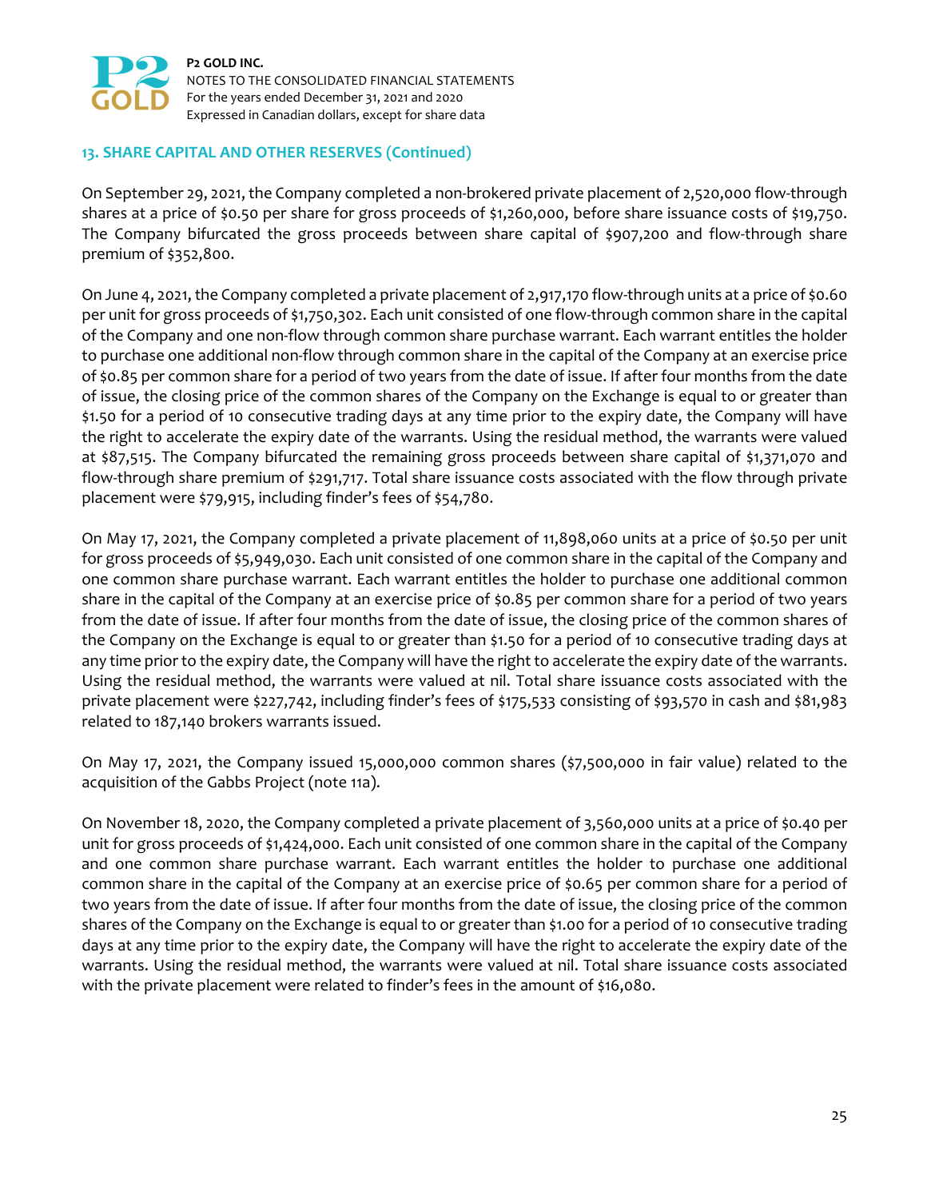## 13. SHARE CAPITAL AND OTHER RESERVES (Continued)

On September 29, 2021, the Company completed a non-brokered private placement of 2,520,000 flow-through shares at a price of $0.50 per share for gross proceeds of $1,260,000, before share issuance costs of $19,750. The Company bifurcated the gross proceeds between share capital of $907,200 and flow-through share premium of $352,800.

On June 4, 2021, the Company completed a private placement of 2,917,170 flow-through units at a price of $0.60 per unit for gross proceeds of $1,750,302. Each unit consisted of one flow-through common share in the capital of the Company and one non-flow through common share purchase warrant. Each warrant entitles the holder to purchase one additional non-flow through common share in the capital of the Company at an exercise price of $0.85 per common share for a period of two years from the date of issue. If after four months from the date of issue, the closing price of the common shares of the Company on the Exchange is equal to or greater than $1.50 for a period of 10 consecutive trading days at any time prior to the expiry date, the Company will have the right to accelerate the expiry date of the warrants. Using the residual method, the warrants were valued at $87,515. The Company bifurcated the remaining gross proceeds between share capital of $1,371,070 and flow-through share premium of $291,717. Total share issuance costs associated with the flow through private placement were $79,915, including finder's fees of $54,780.

On May 17, 2021, the Company completed a private placement of 11,898,060 units at a price of $0.50 per unit for gross proceeds of $5,949,030. Each unit consisted of one common share in the capital of the Company and one common share purchase warrant. Each warrant entitles the holder to purchase one additional common share in the capital of the Company at an exercise price of $0.85 per common share for a period of two years from the date of issue. If after four months from the date of issue, the closing price of the common shares of the Company on the Exchange is equal to or greater than $1.50 for a period of 10 consecutive trading days at any time prior to the expiry date, the Company will have the right to accelerate the expiry date of the warrants. Using the residual method, the warrants were valued at nil. Total share issuance costs associated with the private placement were $227,742, including finder's fees of $175,533 consisting of $93,570 in cash and $81,983 related to 187,140 brokers warrants issued.

On May 17, 2021, the Company issued 15,000,000 common shares ($7,500,000 in fair value) related to the acquisition of the Gabbs Project (note 11a).

On November 18, 2020, the Company completed a private placement of 3,560,000 units at a price of $0.40 per unit for gross proceeds of $1,424,000. Each unit consisted of one common share in the capital of the Company and one common share purchase warrant. Each warrant entitles the holder to purchase one additional common share in the capital of the Company at an exercise price of $0.65 per common share for a period of two years from the date of issue. If after four months from the date of issue, the closing price of the common shares of the Company on the Exchange is equal to or greater than $1.00 for a period of 10 consecutive trading days at any time prior to the expiry date, the Company will have the right to accelerate the expiry date of the warrants. Using the residual method, the warrants were valued at nil. Total share issuance costs associated with the private placement were related to finder's fees in the amount of $16,080.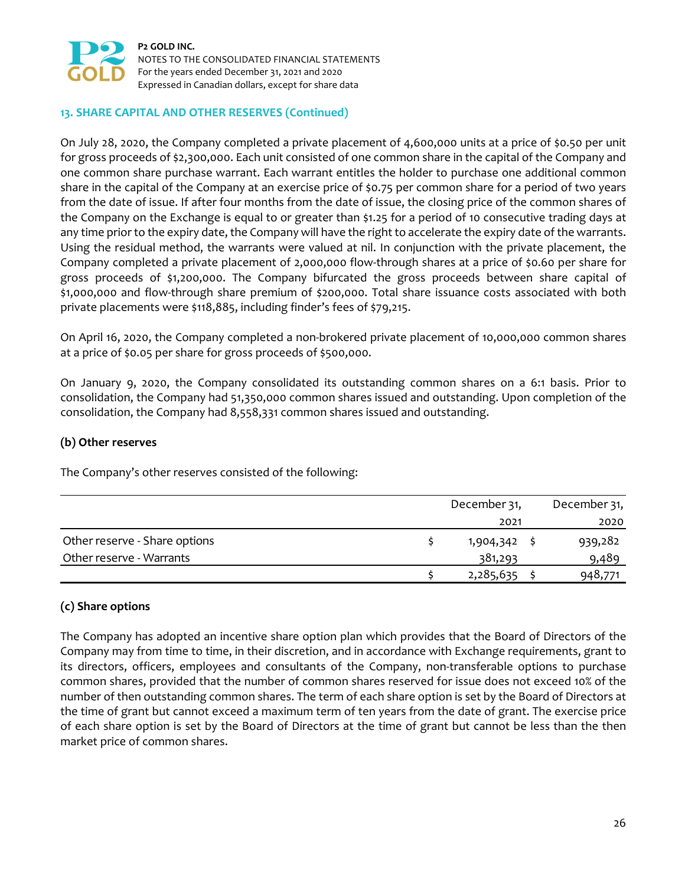## 13. SHARE CAPITAL AND OTHER RESERVES (Continued)

On July 28, 2020, the Company completed a private placement of 4,600,000 units at a price of $0.50 per unit for gross proceeds of $2,300,000. Each unit consisted of one common share in the capital of the Company and one common share purchase warrant. Each warrant entitles the holder to purchase one additional common share in the capital of the Company at an exercise price of $0.75 per common share for a period of two years from the date of issue. If after four months from the date of issue, the closing price of the common shares of the Company on the Exchange is equal to or greater than $1.25 for a period of 10 consecutive trading days at any time prior to the expiry date, the Company will have the right to accelerate the expiry date of the warrants. Using the residual method, the warrants were valued at nil. In conjunction with the private placement, the Company completed a private placement of 2,000,000 flow-through shares at a price of $0.60 per share for gross proceeds of $1,200,000. The Company bifurcated the gross proceeds between share capital of $1,000,000 and flow-through share premium of $200,000. Total share issuance costs associated with both private placements were $118,885, including finder's fees of $79,215.

On April 16, 2020, the Company completed a non-brokered private placement of 10,000,000 common shares at a price of $0.05 per share for gross proceeds of $500,000.

On January 9, 2020, the Company consolidated its outstanding common shares on a 6:1 basis. Prior to consolidation, the Company had 51,350,000 common shares issued and outstanding. Upon completion of the consolidation, the Company had 8,558,331 common shares issued and outstanding.

### (b) Other reserves

The Company's other reserves consisted of the following:

| | December 31, 2021 | December 31, 2020 |
|---|---|---|
| Other reserve - Share options | $ 1,904,342 | $ 939,282 |
| Other reserve - Warrants | 381,293 | 9,489 |
| | $ 2,285,635 | $ 948,771 |

### (c) Share options

The Company has adopted an incentive share option plan which provides that the Board of Directors of the Company may from time to time, in their discretion, and in accordance with Exchange requirements, grant to its directors, officers, employees and consultants of the Company, non-transferable options to purchase common shares, provided that the number of common shares reserved for issue does not exceed 10% of the number of then outstanding common shares. The term of each share option is set by the Board of Directors at the time of grant but cannot exceed a maximum term of ten years from the date of grant. The exercise price of each share option is set by the Board of Directors at the time of grant but cannot be less than the then market price of common shares.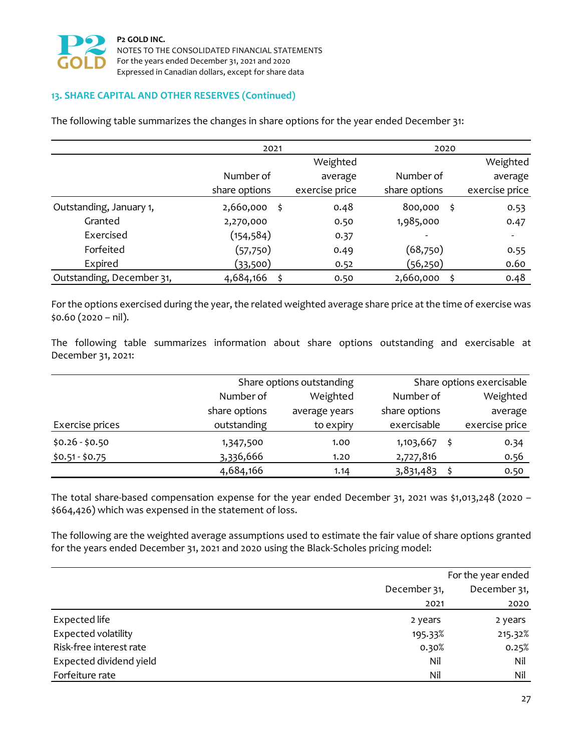## 13. SHARE CAPITAL AND OTHER RESERVES (Continued)

The following table summarizes the changes in share options for the year ended December 31:

| | 2021 | | 2020 | |
|---|---|---|---|---|
| | Number of share options | Weighted average exercise price | Number of share options | Weighted average exercise price |
| Outstanding, January 1, | 2,660,000 | $ 0.48 | 800,000 | $ 0.53 |
| Granted | 2,270,000 | 0.50 | 1,985,000 | 0.47 |
| Exercised | (154,584) | 0.37 | - | - |
| Forfeited | (57,750) | 0.49 | (68,750) | 0.55 |
| Expired | (33,500) | 0.52 | (56,250) | 0.60 |
| Outstanding, December 31, | 4,684,166 | $ 0.50 | 2,660,000 | $ 0.48 |

For the options exercised during the year, the related weighted average share price at the time of exercise was $0.60 (2020 – nil).

The following table summarizes information about share options outstanding and exercisable at December 31, 2021:

| | Share options outstanding | | Share options exercisable | |
|---|---|---|---|---|
| Exercise prices | Number of share options outstanding | Weighted average years to expiry | Number of share options exercisable | Weighted average exercise price |
| $0.26 - $0.50 | 1,347,500 | 1.00 | 1,103,667 | $ 0.34 |
| $0.51 - $0.75 | 3,336,666 | 1.20 | 2,727,816 | 0.56 |
| | 4,684,166 | 1.14 | 3,831,483 | $ 0.50 |

The total share-based compensation expense for the year ended December 31, 2021 was $1,013,248 (2020 – $664,426) which was expensed in the statement of loss.

The following are the weighted average assumptions used to estimate the fair value of share options granted for the years ended December 31, 2021 and 2020 using the Black-Scholes pricing model:

| | For the year ended December 31, 2021 | December 31, 2020 |
|---|---|---|
| Expected life | 2 years | 2 years |
| Expected volatility | 195.33% | 215.32% |
| Risk-free interest rate | 0.30% | 0.25% |
| Expected dividend yield | Nil | Nil |
| Forfeiture rate | Nil | Nil |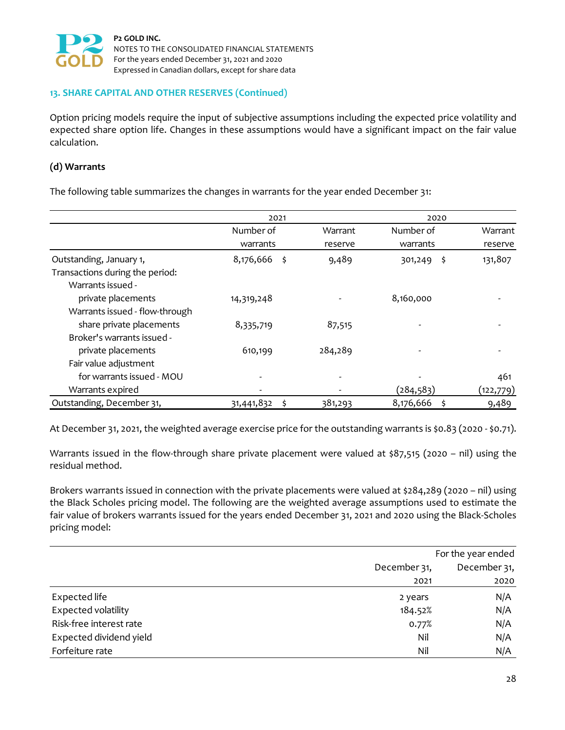## 13. SHARE CAPITAL AND OTHER RESERVES (Continued)

Option pricing models require the input of subjective assumptions including the expected price volatility and expected share option life. Changes in these assumptions would have a significant impact on the fair value calculation.

### (d) Warrants

The following table summarizes the changes in warrants for the year ended December 31:

| | 2021 | | 2020 | |
|---|---|---|---|---|
| | Number of warrants | Warrant reserve | Number of warrants | Warrant reserve |
| Outstanding, January 1, | 8,176,666 | $ 9,489 | 301,249 | $ 131,807 |
| Transactions during the period: | | | | |
| Warrants issued - private placements | 14,319,248 | - | 8,160,000 | - |
| Warrants issued - flow-through share private placements | 8,335,719 | 87,515 | - | - |
| Broker's warrants issued - private placements | 610,199 | 284,289 | - | - |
| Fair value adjustment for warrants issued - MOU | - | - | - | 461 |
| Warrants expired | - | - | (284,583) | (122,779) |
| Outstanding, December 31, | 31,441,832 | $ 381,293 | 8,176,666 | $ 9,489 |

At December 31, 2021, the weighted average exercise price for the outstanding warrants is $0.83 (2020 - $0.71).

Warrants issued in the flow-through share private placement were valued at $87,515 (2020 – nil) using the residual method.

Brokers warrants issued in connection with the private placements were valued at $284,289 (2020 – nil) using the Black Scholes pricing model. The following are the weighted average assumptions used to estimate the fair value of brokers warrants issued for the years ended December 31, 2021 and 2020 using the Black-Scholes pricing model:

| | For the year ended | |
|---|---|---|
| | December 31, 2021 | December 31, 2020 |
| Expected life | 2 years | N/A |
| Expected volatility | 184.52% | N/A |
| Risk-free interest rate | 0.77% | N/A |
| Expected dividend yield | Nil | N/A |
| Forfeiture rate | Nil | N/A |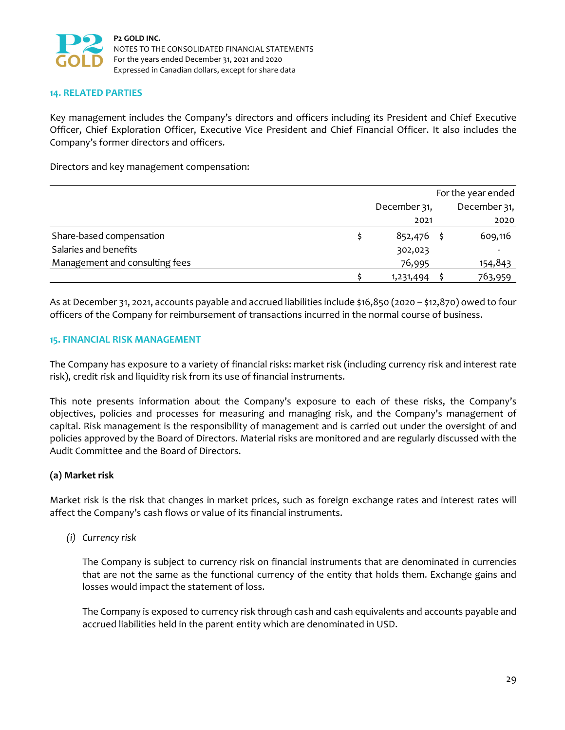## 14. RELATED PARTIES

Key management includes the Company's directors and officers including its President and Chief Executive Officer, Chief Exploration Officer, Executive Vice President and Chief Financial Officer. It also includes the Company's former directors and officers.

Directors and key management compensation:

| | For the year ended December 31, 2021 | For the year ended December 31, 2020 |
|---|---|---|
| Share-based compensation | $ 852,476 | $ 609,116 |
| Salaries and benefits | 302,023 | - |
| Management and consulting fees | 76,995 | 154,843 |
| | $ 1,231,494 | $ 763,959 |

As at December 31, 2021, accounts payable and accrued liabilities include $16,850 (2020 – $12,870) owed to four officers of the Company for reimbursement of transactions incurred in the normal course of business.

## 15. FINANCIAL RISK MANAGEMENT

The Company has exposure to a variety of financial risks: market risk (including currency risk and interest rate risk), credit risk and liquidity risk from its use of financial instruments.

This note presents information about the Company's exposure to each of these risks, the Company's objectives, policies and processes for measuring and managing risk, and the Company's management of capital. Risk management is the responsibility of management and is carried out under the oversight of and policies approved by the Board of Directors. Material risks are monitored and are regularly discussed with the Audit Committee and the Board of Directors.

### (a) Market risk

Market risk is the risk that changes in market prices, such as foreign exchange rates and interest rates will affect the Company's cash flows or value of its financial instruments.

*(i) Currency risk*

The Company is subject to currency risk on financial instruments that are denominated in currencies that are not the same as the functional currency of the entity that holds them. Exchange gains and losses would impact the statement of loss.

The Company is exposed to currency risk through cash and cash equivalents and accounts payable and accrued liabilities held in the parent entity which are denominated in USD.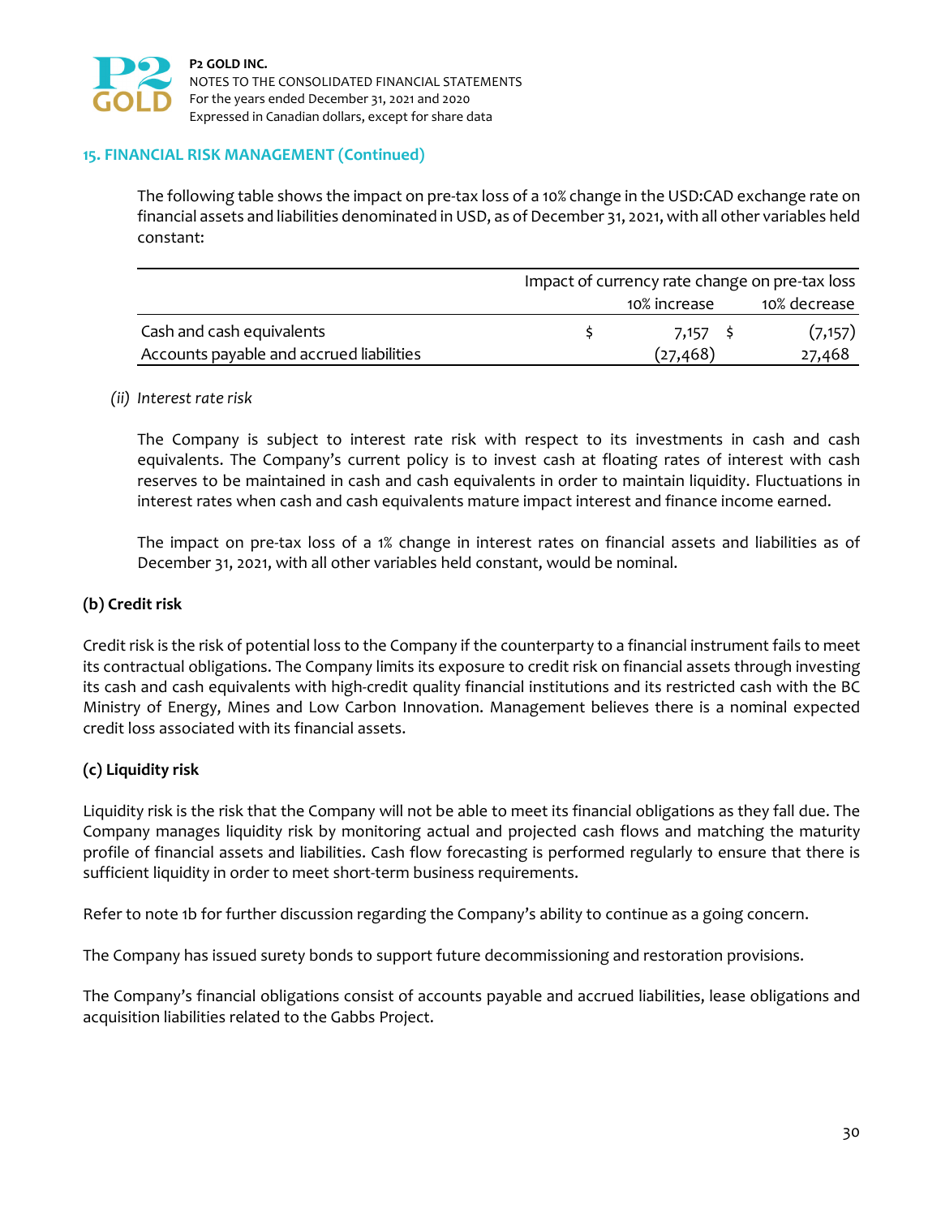## 15. FINANCIAL RISK MANAGEMENT (Continued)

The following table shows the impact on pre-tax loss of a 10% change in the USD:CAD exchange rate on financial assets and liabilities denominated in USD, as of December 31, 2021, with all other variables held constant:

| | Impact of currency rate change on pre-tax loss | |
|---|---|---|
| | 10% increase | 10% decrease |
| Cash and cash equivalents | $ 7,157 | $ (7,157) |
| Accounts payable and accrued liabilities | (27,468) | 27,468 |

*(ii) Interest rate risk*

The Company is subject to interest rate risk with respect to its investments in cash and cash equivalents. The Company's current policy is to invest cash at floating rates of interest with cash reserves to be maintained in cash and cash equivalents in order to maintain liquidity. Fluctuations in interest rates when cash and cash equivalents mature impact interest and finance income earned.

The impact on pre-tax loss of a 1% change in interest rates on financial assets and liabilities as of December 31, 2021, with all other variables held constant, would be nominal.

### (b) Credit risk

Credit risk is the risk of potential loss to the Company if the counterparty to a financial instrument fails to meet its contractual obligations. The Company limits its exposure to credit risk on financial assets through investing its cash and cash equivalents with high-credit quality financial institutions and its restricted cash with the BC Ministry of Energy, Mines and Low Carbon Innovation. Management believes there is a nominal expected credit loss associated with its financial assets.

### (c) Liquidity risk

Liquidity risk is the risk that the Company will not be able to meet its financial obligations as they fall due. The Company manages liquidity risk by monitoring actual and projected cash flows and matching the maturity profile of financial assets and liabilities. Cash flow forecasting is performed regularly to ensure that there is sufficient liquidity in order to meet short-term business requirements.

Refer to note 1b for further discussion regarding the Company's ability to continue as a going concern.

The Company has issued surety bonds to support future decommissioning and restoration provisions.

The Company's financial obligations consist of accounts payable and accrued liabilities, lease obligations and acquisition liabilities related to the Gabbs Project.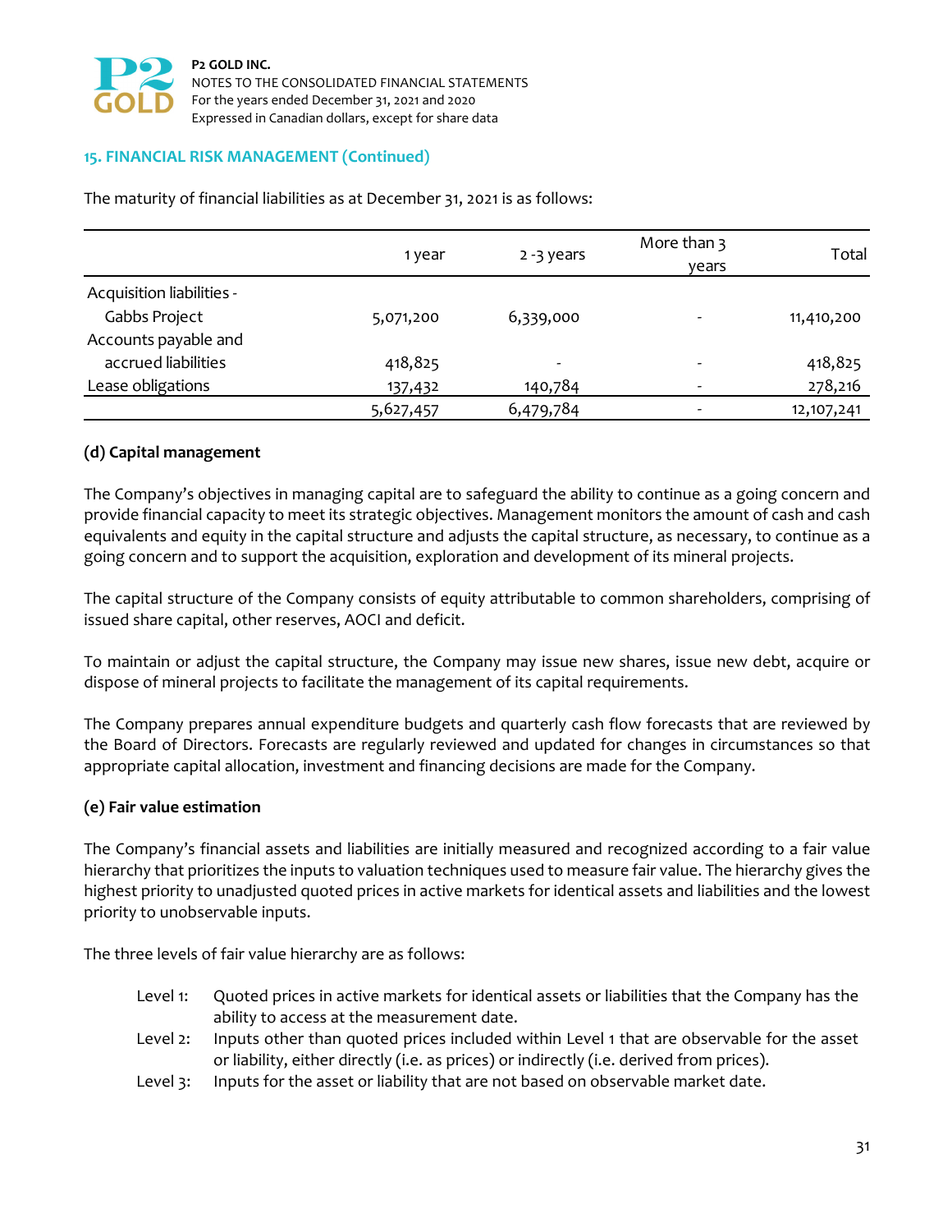## 15. FINANCIAL RISK MANAGEMENT (Continued)

The maturity of financial liabilities as at December 31, 2021 is as follows:

| | 1 year | 2 -3 years | More than 3 years | Total |
|---|---|---|---|---|
| Acquisition liabilities - Gabbs Project | 5,071,200 | 6,339,000 | - | 11,410,200 |
| Accounts payable and accrued liabilities | 418,825 | - | - | 418,825 |
| Lease obligations | 137,432 | 140,784 | - | 278,216 |
| | 5,627,457 | 6,479,784 | - | 12,107,241 |

### (d) Capital management

The Company's objectives in managing capital are to safeguard the ability to continue as a going concern and provide financial capacity to meet its strategic objectives. Management monitors the amount of cash and cash equivalents and equity in the capital structure and adjusts the capital structure, as necessary, to continue as a going concern and to support the acquisition, exploration and development of its mineral projects.

The capital structure of the Company consists of equity attributable to common shareholders, comprising of issued share capital, other reserves, AOCI and deficit.

To maintain or adjust the capital structure, the Company may issue new shares, issue new debt, acquire or dispose of mineral projects to facilitate the management of its capital requirements.

The Company prepares annual expenditure budgets and quarterly cash flow forecasts that are reviewed by the Board of Directors. Forecasts are regularly reviewed and updated for changes in circumstances so that appropriate capital allocation, investment and financing decisions are made for the Company.

### (e) Fair value estimation

The Company's financial assets and liabilities are initially measured and recognized according to a fair value hierarchy that prioritizes the inputs to valuation techniques used to measure fair value. The hierarchy gives the highest priority to unadjusted quoted prices in active markets for identical assets and liabilities and the lowest priority to unobservable inputs.

The three levels of fair value hierarchy are as follows:

- Level 1: Quoted prices in active markets for identical assets or liabilities that the Company has the ability to access at the measurement date.
- Level 2: Inputs other than quoted prices included within Level 1 that are observable for the asset or liability, either directly (i.e. as prices) or indirectly (i.e. derived from prices).
- Level 3: Inputs for the asset or liability that are not based on observable market date.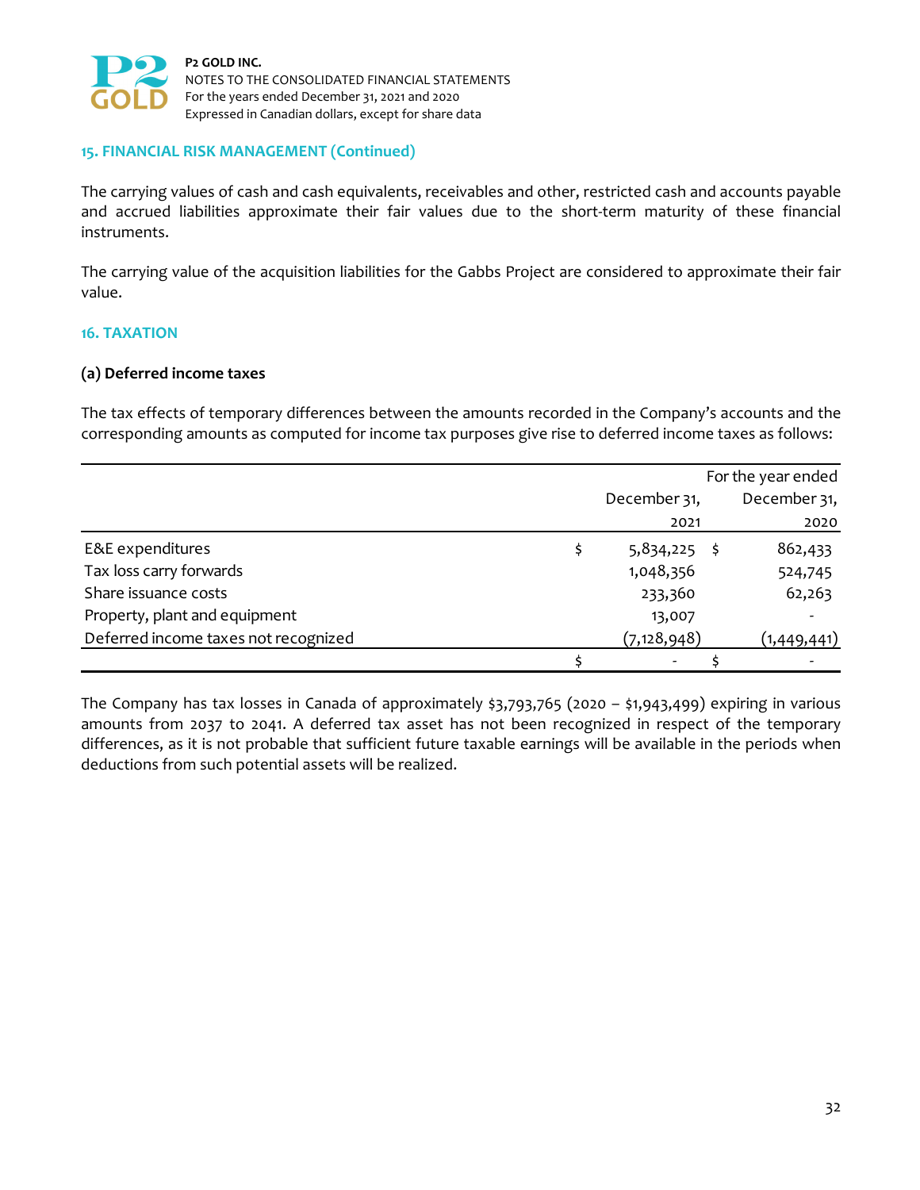## 15. FINANCIAL RISK MANAGEMENT (Continued)

The carrying values of cash and cash equivalents, receivables and other, restricted cash and accounts payable and accrued liabilities approximate their fair values due to the short-term maturity of these financial instruments.

The carrying value of the acquisition liabilities for the Gabbs Project are considered to approximate their fair value.

## 16. TAXATION

### (a) Deferred income taxes

The tax effects of temporary differences between the amounts recorded in the Company's accounts and the corresponding amounts as computed for income tax purposes give rise to deferred income taxes as follows:

| | For the year ended December 31, 2021 | December 31, 2020 |
|---|---|---|
| E&E expenditures | $ 5,834,225 | $ 862,433 |
| Tax loss carry forwards | 1,048,356 | 524,745 |
| Share issuance costs | 233,360 | 62,263 |
| Property, plant and equipment | 13,007 | - |
| Deferred income taxes not recognized | (7,128,948) | (1,449,441) |
| | $ - | $ - |

The Company has tax losses in Canada of approximately $3,793,765 (2020 – $1,943,499) expiring in various amounts from 2037 to 2041. A deferred tax asset has not been recognized in respect of the temporary differences, as it is not probable that sufficient future taxable earnings will be available in the periods when deductions from such potential assets will be realized.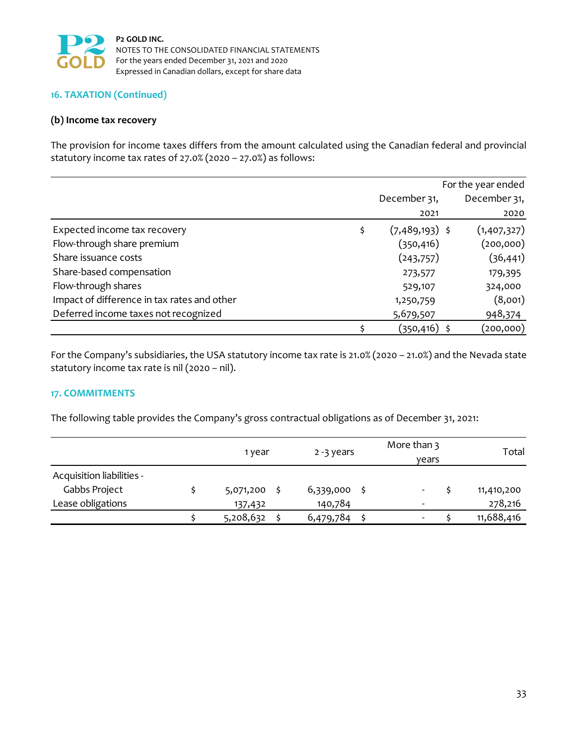## 16. TAXATION (Continued)

### (b) Income tax recovery

The provision for income taxes differs from the amount calculated using the Canadian federal and provincial statutory income tax rates of 27.0% (2020 – 27.0%) as follows:

| | For the year ended December 31, 2021 | For the year ended December 31, 2020 |
|---|---|---|
| Expected income tax recovery | $ (7,489,193) | $ (1,407,327) |
| Flow-through share premium | (350,416) | (200,000) |
| Share issuance costs | (243,757) | (36,441) |
| Share-based compensation | 273,577 | 179,395 |
| Flow-through shares | 529,107 | 324,000 |
| Impact of difference in tax rates and other | 1,250,759 | (8,001) |
| Deferred income taxes not recognized | 5,679,507 | 948,374 |
| | $ (350,416) | $ (200,000) |

For the Company's subsidiaries, the USA statutory income tax rate is 21.0% (2020 – 21.0%) and the Nevada state statutory income tax rate is nil (2020 – nil).

## 17. COMMITMENTS

The following table provides the Company's gross contractual obligations as of December 31, 2021:

| | 1 year | 2 -3 years | More than 3 years | Total |
|---|---|---|---|---|
| Acquisition liabilities - Gabbs Project | $ 5,071,200 | $ 6,339,000 | $ - | $ 11,410,200 |
| Lease obligations | 137,432 | 140,784 | - | 278,216 |
| | $ 5,208,632 | $ 6,479,784 | $ - | $ 11,688,416 |